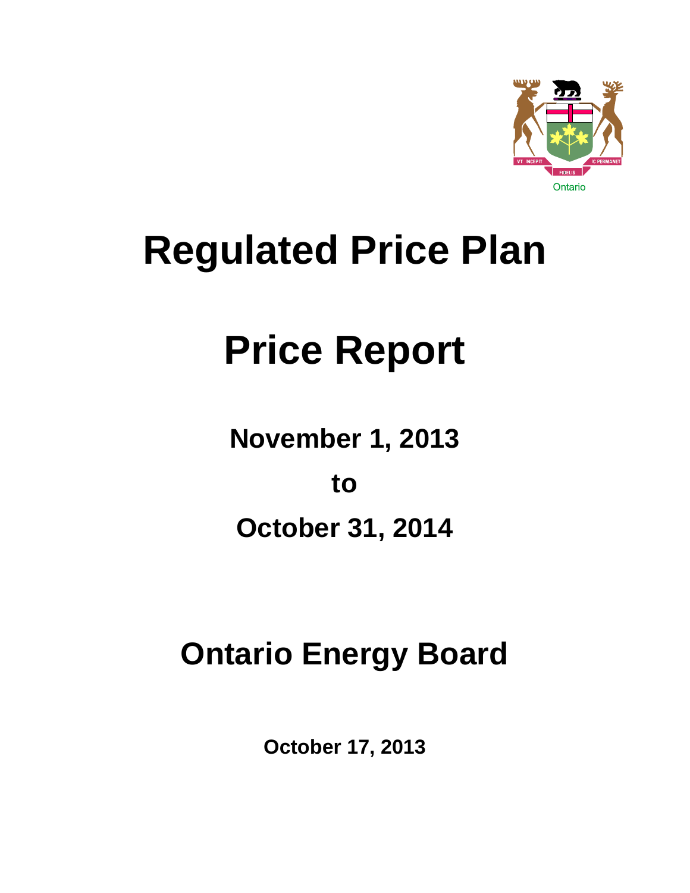Ontario

# Regulated Price Plan

# Price Report

## November 1, 2013

## to

## October 31, 2014

# Ontario Energy Board

**October 17, 2013**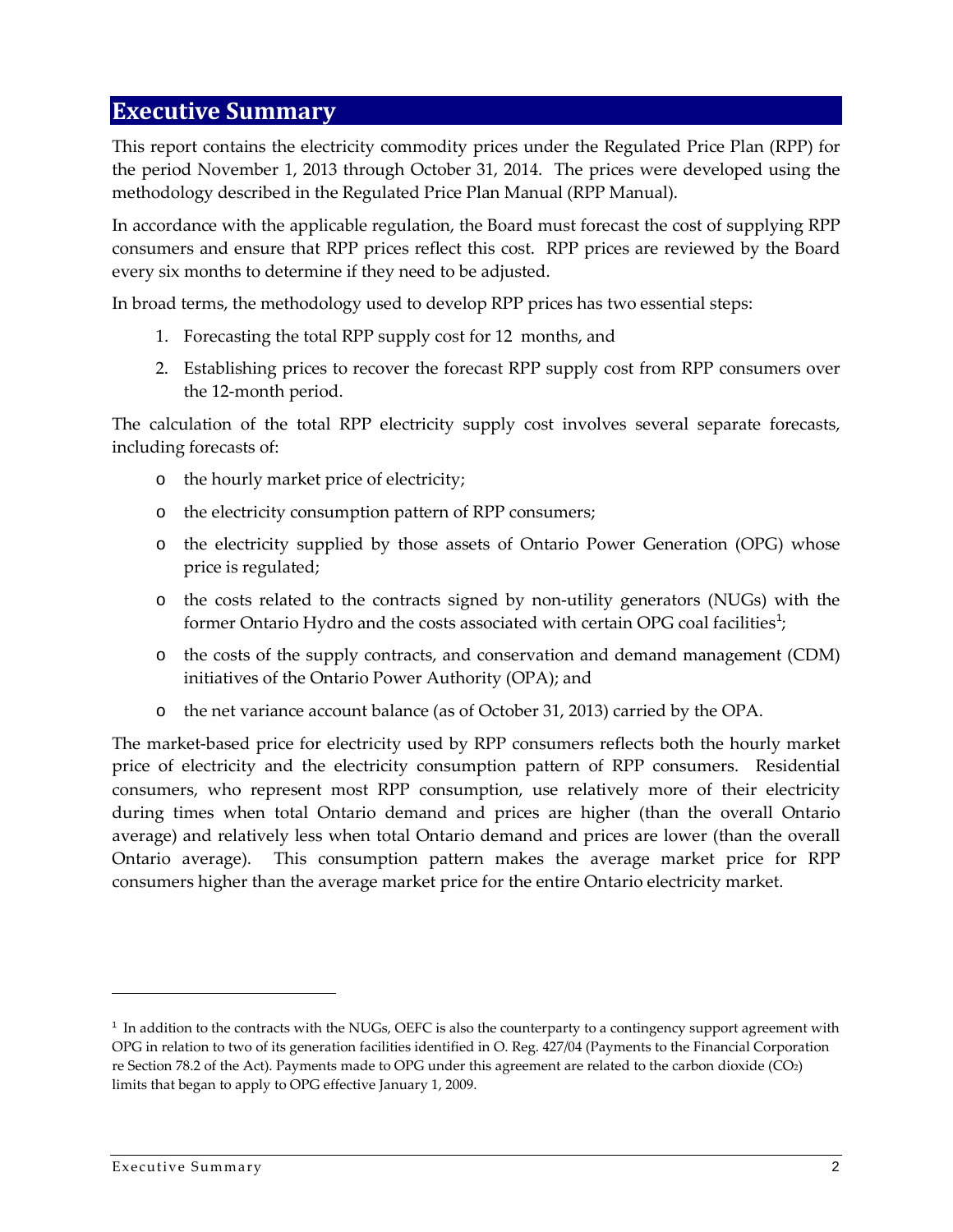# Executive Summary

This report contains the electricity commodity prices under the Regulated Price Plan (RPP) for the period November 1, 2013 through October 31, 2014. The prices were developed using the methodology described in the Regulated Price Plan Manual (RPP Manual).

In accordance with the applicable regulation, the Board must forecast the cost of supplying RPP consumers and ensure that RPP prices reflect this cost. RPP prices are reviewed by the Board every six months to determine if they need to be adjusted.

In broad terms, the methodology used to develop RPP prices has two essential steps:

1. Forecasting the total RPP supply cost for 12 months, and
2. Establishing prices to recover the forecast RPP supply cost from RPP consumers over the 12-month period.

The calculation of the total RPP electricity supply cost involves several separate forecasts, including forecasts of:

- the hourly market price of electricity;
- the electricity consumption pattern of RPP consumers;
- the electricity supplied by those assets of Ontario Power Generation (OPG) whose price is regulated;
- the costs related to the contracts signed by non-utility generators (NUGs) with the former Ontario Hydro and the costs associated with certain OPG coal facilities[1];
- the costs of the supply contracts, and conservation and demand management (CDM) initiatives of the Ontario Power Authority (OPA); and
- the net variance account balance (as of October 31, 2013) carried by the OPA.

The market-based price for electricity used by RPP consumers reflects both the hourly market price of electricity and the electricity consumption pattern of RPP consumers. Residential consumers, who represent most RPP consumption, use relatively more of their electricity during times when total Ontario demand and prices are higher (than the overall Ontario average) and relatively less when total Ontario demand and prices are lower (than the overall Ontario average). This consumption pattern makes the average market price for RPP consumers higher than the average market price for the entire Ontario electricity market.

---

[1] In addition to the contracts with the NUGs, OEFC is also the counterparty to a contingency support agreement with OPG in relation to two of its generation facilities identified in O. Reg. 427/04 (Payments to the Financial Corporation re Section 78.2 of the Act). Payments made to OPG under this agreement are related to the carbon dioxide ($CO_2$) limits that began to apply to OPG effective January 1, 2009.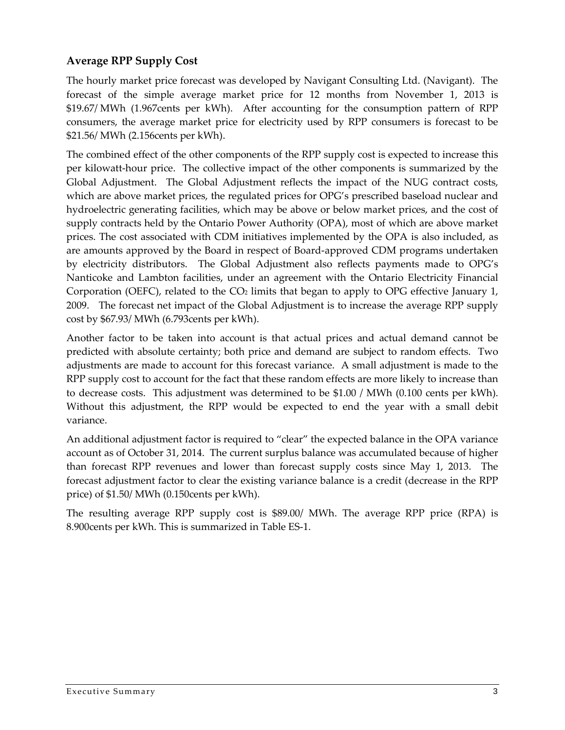## Average RPP Supply Cost

The hourly market price forecast was developed by Navigant Consulting Ltd. (Navigant). The forecast of the simple average market price for 12 months from November 1, 2013 is $19.67/ MWh (1.967cents per kWh). After accounting for the consumption pattern of RPP consumers, the average market price for electricity used by RPP consumers is forecast to be $21.56/ MWh (2.156cents per kWh).

The combined effect of the other components of the RPP supply cost is expected to increase this per kilowatt-hour price. The collective impact of the other components is summarized by the Global Adjustment. The Global Adjustment reflects the impact of the NUG contract costs, which are above market prices, the regulated prices for OPG's prescribed baseload nuclear and hydroelectric generating facilities, which may be above or below market prices, and the cost of supply contracts held by the Ontario Power Authority (OPA), most of which are above market prices. The cost associated with CDM initiatives implemented by the OPA is also included, as are amounts approved by the Board in respect of Board-approved CDM programs undertaken by electricity distributors. The Global Adjustment also reflects payments made to OPG's Nanticoke and Lambton facilities, under an agreement with the Ontario Electricity Financial Corporation (OEFC), related to the $CO_2$ limits that began to apply to OPG effective January 1, 2009. The forecast net impact of the Global Adjustment is to increase the average RPP supply cost by $67.93/ MWh (6.793cents per kWh).

Another factor to be taken into account is that actual prices and actual demand cannot be predicted with absolute certainty; both price and demand are subject to random effects. Two adjustments are made to account for this forecast variance. A small adjustment is made to the RPP supply cost to account for the fact that these random effects are more likely to increase than to decrease costs. This adjustment was determined to be $1.00 / MWh (0.100 cents per kWh). Without this adjustment, the RPP would be expected to end the year with a small debit variance.

An additional adjustment factor is required to "clear" the expected balance in the OPA variance account as of October 31, 2014. The current surplus balance was accumulated because of higher than forecast RPP revenues and lower than forecast supply costs since May 1, 2013. The forecast adjustment factor to clear the existing variance balance is a credit (decrease in the RPP price) of $1.50/ MWh (0.150cents per kWh).

The resulting average RPP supply cost is $89.00/ MWh. The average RPP price (RPA) is 8.900cents per kWh. This is summarized in Table ES-1.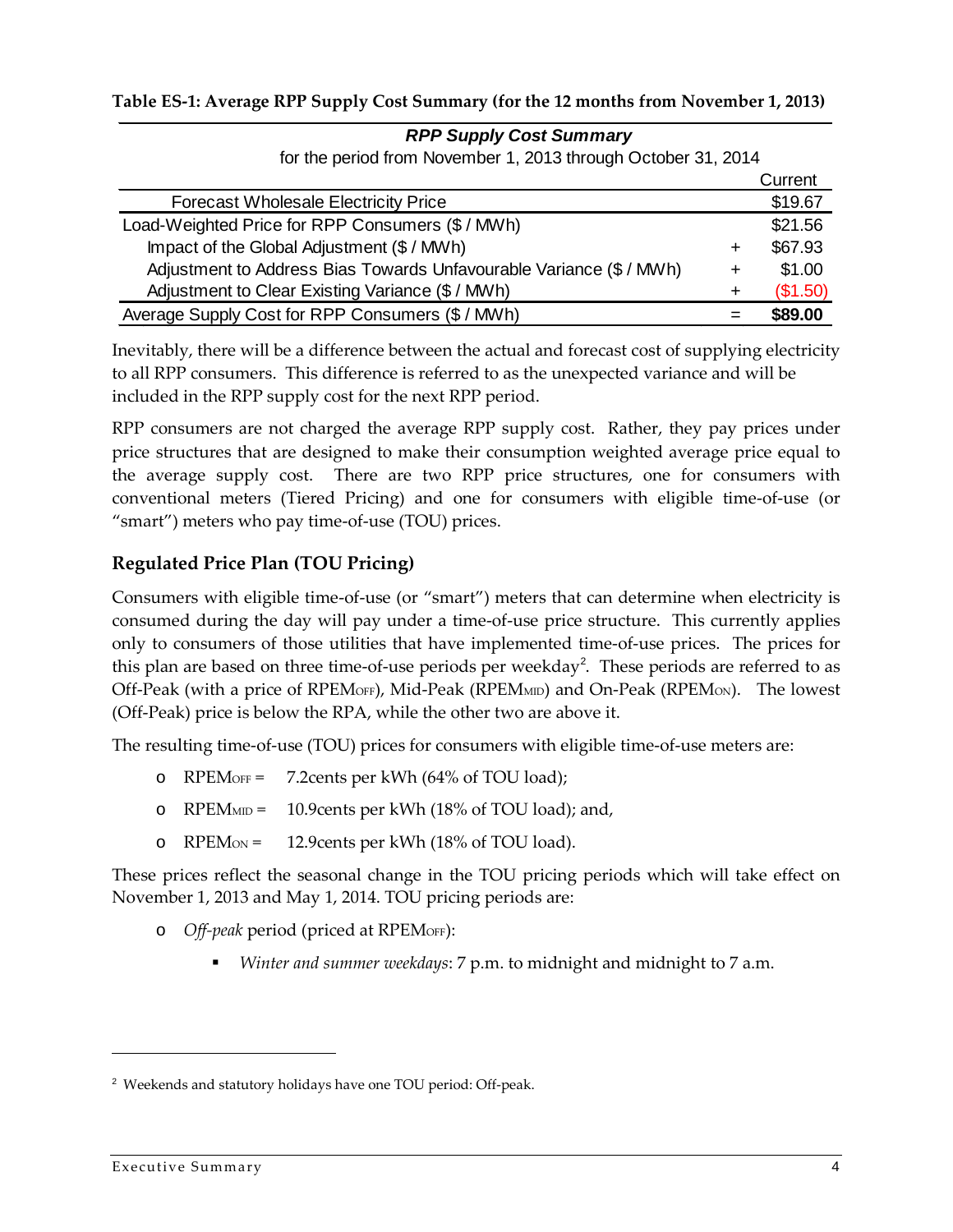**Table ES-1: Average RPP Supply Cost Summary (for the 12 months from November 1, 2013)**

| *RPP Supply Cost Summary* for the period from November 1, 2013 through October 31, 2014 | | Current |
|---|---|---|
| Forecast Wholesale Electricity Price | | $19.67 |
| Load-Weighted Price for RPP Consumers ($ / MWh) | | $21.56 |
| Impact of the Global Adjustment ($ / MWh) | + | $67.93 |
| Adjustment to Address Bias Towards Unfavourable Variance ($ / MWh) | + | $1.00 |
| Adjustment to Clear Existing Variance ($ / MWh) | + | ($1.50) |
| Average Supply Cost for RPP Consumers ($ / MWh) | = | **$89.00** |

Inevitably, there will be a difference between the actual and forecast cost of supplying electricity to all RPP consumers. This difference is referred to as the unexpected variance and will be included in the RPP supply cost for the next RPP period.

RPP consumers are not charged the average RPP supply cost. Rather, they pay prices under price structures that are designed to make their consumption weighted average price equal to the average supply cost. There are two RPP price structures, one for consumers with conventional meters (Tiered Pricing) and one for consumers with eligible time-of-use (or "smart") meters who pay time-of-use (TOU) prices.

## Regulated Price Plan (TOU Pricing)

Consumers with eligible time-of-use (or "smart") meters that can determine when electricity is consumed during the day will pay under a time-of-use price structure. This currently applies only to consumers of those utilities that have implemented time-of-use prices. The prices for this plan are based on three time-of-use periods per weekday[2]. These periods are referred to as Off-Peak (with a price of $RPEM_{OFF}$), Mid-Peak ($RPEM_{MID}$) and On-Peak ($RPEM_{ON}$). The lowest (Off-Peak) price is below the RPA, while the other two are above it.

The resulting time-of-use (TOU) prices for consumers with eligible time-of-use meters are:

- $RPEM_{OFF}$ = 7.2cents per kWh (64% of TOU load);
- $RPEM_{MID}$ = 10.9cents per kWh (18% of TOU load); and,
- $RPEM_{ON}$ = 12.9cents per kWh (18% of TOU load).

These prices reflect the seasonal change in the TOU pricing periods which will take effect on November 1, 2013 and May 1, 2014. TOU pricing periods are:

- *Off-peak* period (priced at $RPEM_{OFF}$):
  - *Winter and summer weekdays*: 7 p.m. to midnight and midnight to 7 a.m.

---

[2] Weekends and statutory holidays have one TOU period: Off-peak.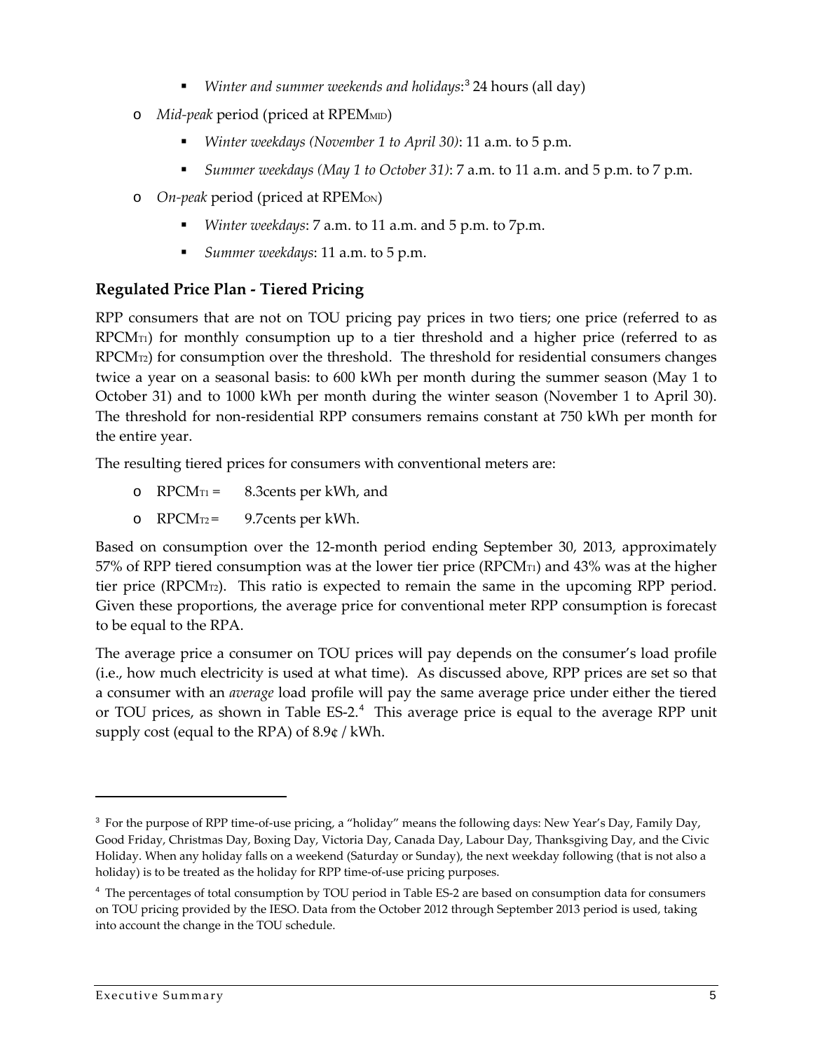- *Winter and summer weekends and holidays*:[3] 24 hours (all day)

- *Mid-peak* period (priced at $RPEM_{MID}$)
  - *Winter weekdays (November 1 to April 30)*: 11 a.m. to 5 p.m.
  - *Summer weekdays (May 1 to October 31)*: 7 a.m. to 11 a.m. and 5 p.m. to 7 p.m.
- *On-peak* period (priced at $RPEM_{ON}$)
  - *Winter weekdays*: 7 a.m. to 11 a.m. and 5 p.m. to 7p.m.
  - *Summer weekdays*: 11 a.m. to 5 p.m.

## Regulated Price Plan - Tiered Pricing

RPP consumers that are not on TOU pricing pay prices in two tiers; one price (referred to as $RPCM_{T1}$) for monthly consumption up to a tier threshold and a higher price (referred to as $RPCM_{T2}$) for consumption over the threshold. The threshold for residential consumers changes twice a year on a seasonal basis: to 600 kWh per month during the summer season (May 1 to October 31) and to 1000 kWh per month during the winter season (November 1 to April 30). The threshold for non-residential RPP consumers remains constant at 750 kWh per month for the entire year.

The resulting tiered prices for consumers with conventional meters are:

- $RPCM_{T1}$ = 8.3cents per kWh, and
- $RPCM_{T2}$ = 9.7cents per kWh.

Based on consumption over the 12-month period ending September 30, 2013, approximately 57% of RPP tiered consumption was at the lower tier price ($RPCM_{T1}$) and 43% was at the higher tier price ($RPCM_{T2}$). This ratio is expected to remain the same in the upcoming RPP period. Given these proportions, the average price for conventional meter RPP consumption is forecast to be equal to the RPA.

The average price a consumer on TOU prices will pay depends on the consumer's load profile (i.e., how much electricity is used at what time). As discussed above, RPP prices are set so that a consumer with an *average* load profile will pay the same average price under either the tiered or TOU prices, as shown in Table ES-2.[4] This average price is equal to the average RPP unit supply cost (equal to the RPA) of 8.9¢ / kWh.

---

[3] For the purpose of RPP time-of-use pricing, a "holiday" means the following days: New Year's Day, Family Day, Good Friday, Christmas Day, Boxing Day, Victoria Day, Canada Day, Labour Day, Thanksgiving Day, and the Civic Holiday. When any holiday falls on a weekend (Saturday or Sunday), the next weekday following (that is not also a holiday) is to be treated as the holiday for RPP time-of-use pricing purposes.

[4] The percentages of total consumption by TOU period in Table ES-2 are based on consumption data for consumers on TOU pricing provided by the IESO. Data from the October 2012 through September 2013 period is used, taking into account the change in the TOU schedule.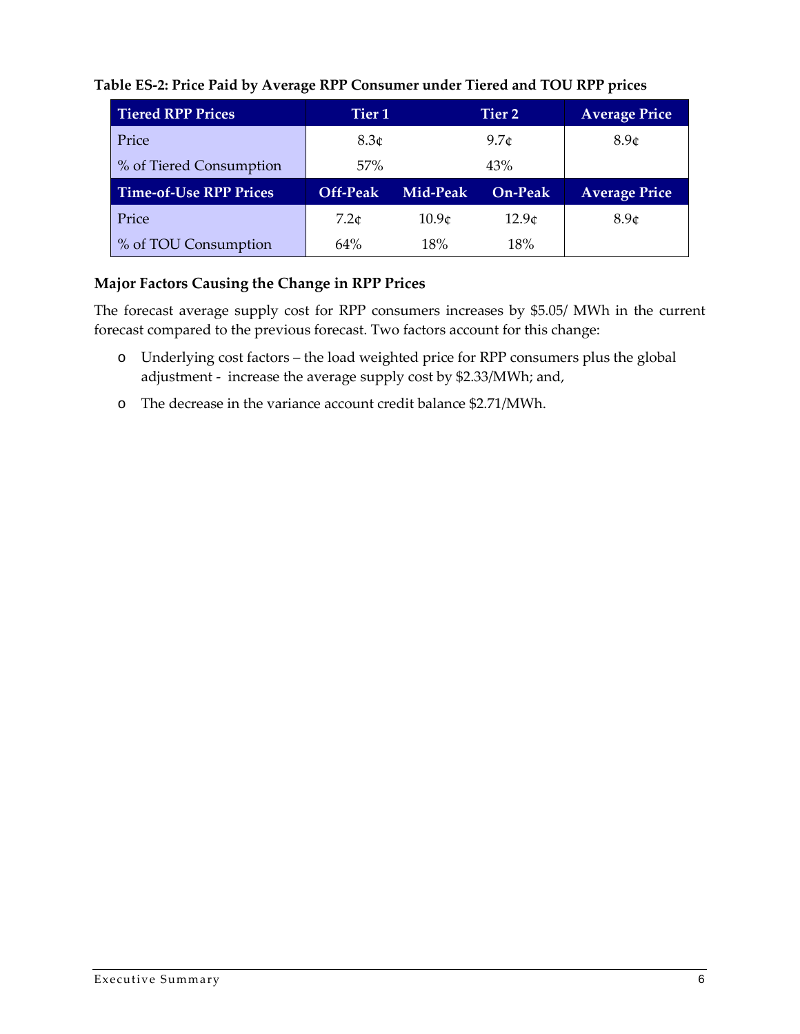**Table ES-2: Price Paid by Average RPP Consumer under Tiered and TOU RPP prices**

| Tiered RPP Prices | Tier 1 | | Tier 2 | Average Price |
|---|---|---|---|---|
| Price | 8.3¢ | | 9.7¢ | 8.9¢ |
| % of Tiered Consumption | 57% | | 43% | |
| **Time-of-Use RPP Prices** | **Off-Peak** | **Mid-Peak** | **On-Peak** | **Average Price** |
| Price | 7.2¢ | 10.9¢ | 12.9¢ | 8.9¢ |
| % of TOU Consumption | 64% | 18% | 18% | |

### Major Factors Causing the Change in RPP Prices

The forecast average supply cost for RPP consumers increases by $5.05/ MWh in the current forecast compared to the previous forecast. Two factors account for this change:

- Underlying cost factors – the load weighted price for RPP consumers plus the global adjustment - increase the average supply cost by $2.33/MWh; and,
- The decrease in the variance account credit balance $2.71/MWh.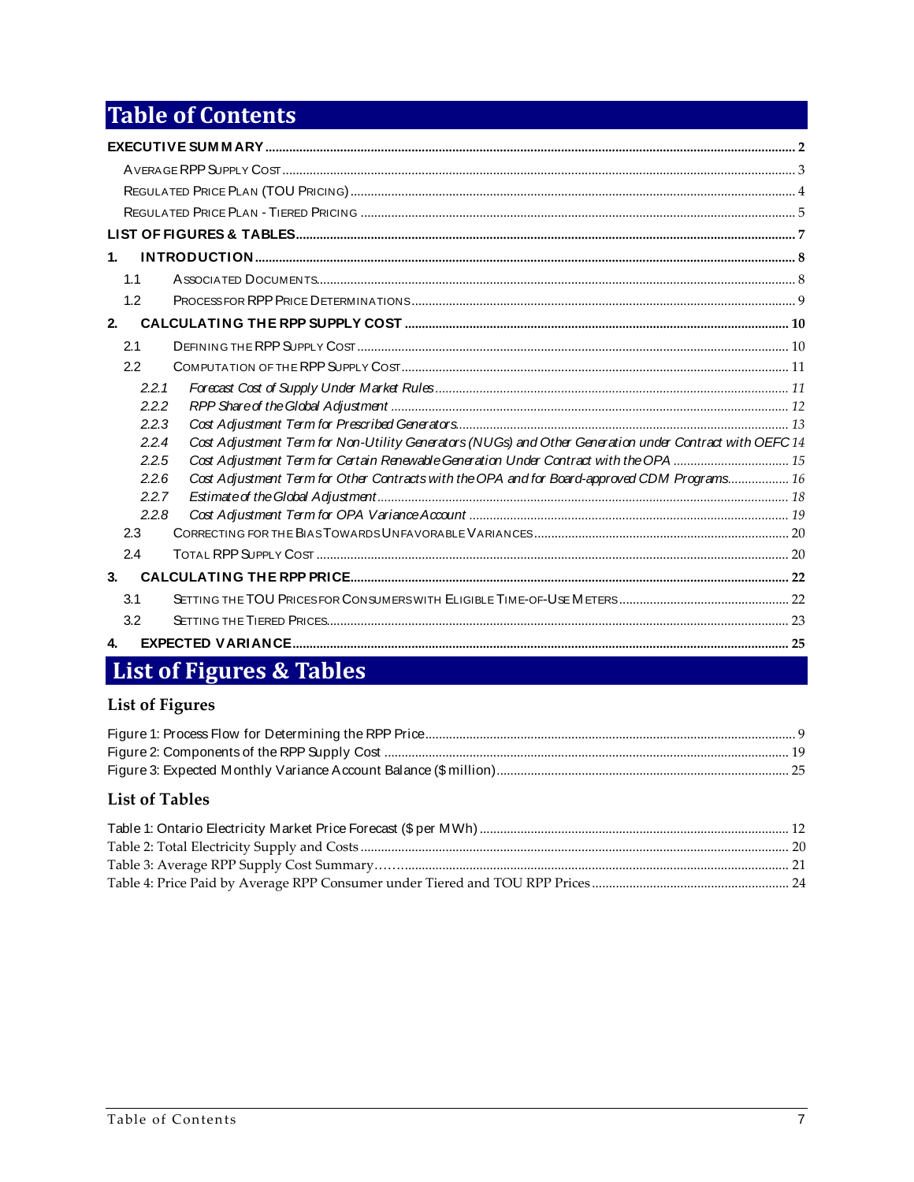# Table of Contents

**EXECUTIVE SUMMARY** ..... 2

- AVERAGE RPP SUPPLY COST ..... 3
- REGULATED PRICE PLAN (TOU PRICING) ..... 4
- REGULATED PRICE PLAN - TIERED PRICING ..... 5

**LIST OF FIGURES & TABLES** ..... 7

**1. INTRODUCTION** ..... 8

- 1.1 ASSOCIATED DOCUMENTS ..... 8
- 1.2 PROCESS FOR RPP PRICE DETERMINATIONS ..... 9

**2. CALCULATING THE RPP SUPPLY COST** ..... 10

- 2.1 DEFINING THE RPP SUPPLY COST ..... 10
- 2.2 COMPUTATION OF THE RPP SUPPLY COST ..... 11
  - *2.2.1 Forecast Cost of Supply Under Market Rules* ..... 11
  - *2.2.2 RPP Share of the Global Adjustment* ..... 12
  - *2.2.3 Cost Adjustment Term for Prescribed Generators* ..... 13
  - *2.2.4 Cost Adjustment Term for Non-Utility Generators (NUGs) and Other Generation under Contract with OEFC* 14
  - *2.2.5 Cost Adjustment Term for Certain Renewable Generation Under Contract with the OPA* ..... 15
  - *2.2.6 Cost Adjustment Term for Other Contracts with the OPA and for Board-approved CDM Programs* ..... 16
  - *2.2.7 Estimate of the Global Adjustment* ..... 18
  - *2.2.8 Cost Adjustment Term for OPA Variance Account* ..... 19
- 2.3 CORRECTING FOR THE BIAS TOWARDS UNFAVORABLE VARIANCES ..... 20
- 2.4 TOTAL RPP SUPPLY COST ..... 20

**3. CALCULATING THE RPP PRICE** ..... 22

- 3.1 SETTING THE TOU PRICES FOR CONSUMERS WITH ELIGIBLE TIME-OF-USE METERS ..... 22
- 3.2 SETTING THE TIERED PRICES ..... 23

**4. EXPECTED VARIANCE** ..... 25

# List of Figures & Tables

## List of Figures

Figure 1: Process Flow for Determining the RPP Price ..... 9
Figure 2: Components of the RPP Supply Cost ..... 19
Figure 3: Expected Monthly Variance Account Balance ($ million) ..... 25

## List of Tables

Table 1: Ontario Electricity Market Price Forecast ($ per MWh) ..... 12
Table 2: Total Electricity Supply and Costs ..... 20
Table 3: Average RPP Supply Cost Summary…… ..... 21
Table 4: Price Paid by Average RPP Consumer under Tiered and TOU RPP Prices ..... 24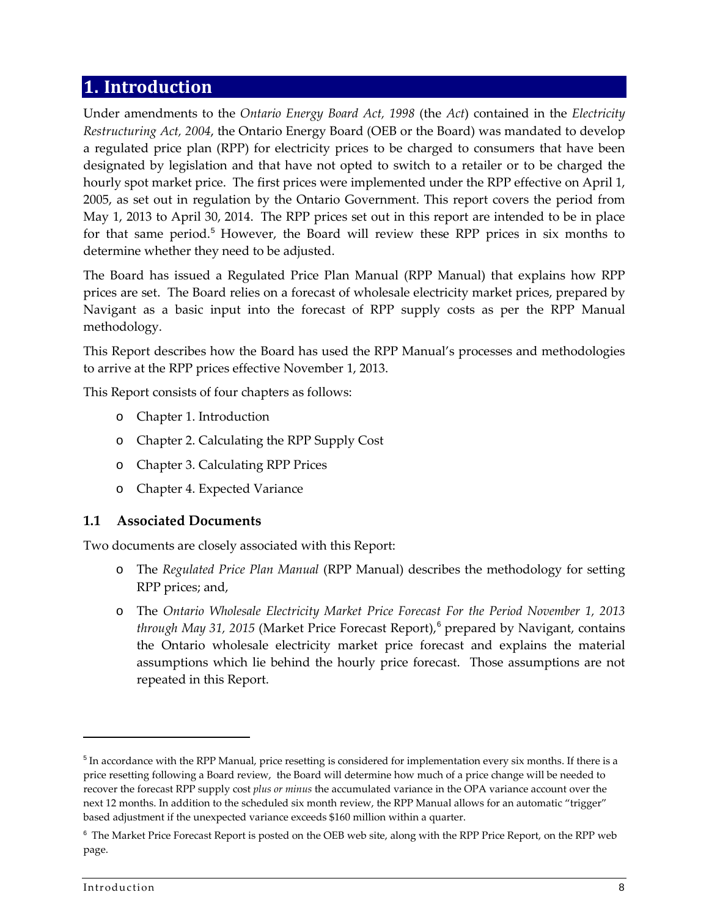# 1. Introduction

Under amendments to the *Ontario Energy Board Act, 1998* (the *Act*) contained in the *Electricity Restructuring Act, 2004*, the Ontario Energy Board (OEB or the Board) was mandated to develop a regulated price plan (RPP) for electricity prices to be charged to consumers that have been designated by legislation and that have not opted to switch to a retailer or to be charged the hourly spot market price. The first prices were implemented under the RPP effective on April 1, 2005, as set out in regulation by the Ontario Government. This report covers the period from May 1, 2013 to April 30, 2014. The RPP prices set out in this report are intended to be in place for that same period.[5] However, the Board will review these RPP prices in six months to determine whether they need to be adjusted.

The Board has issued a Regulated Price Plan Manual (RPP Manual) that explains how RPP prices are set. The Board relies on a forecast of wholesale electricity market prices, prepared by Navigant as a basic input into the forecast of RPP supply costs as per the RPP Manual methodology.

This Report describes how the Board has used the RPP Manual's processes and methodologies to arrive at the RPP prices effective November 1, 2013.

This Report consists of four chapters as follows:

- Chapter 1. Introduction
- Chapter 2. Calculating the RPP Supply Cost
- Chapter 3. Calculating RPP Prices
- Chapter 4. Expected Variance

## 1.1 Associated Documents

Two documents are closely associated with this Report:

- The *Regulated Price Plan Manual* (RPP Manual) describes the methodology for setting RPP prices; and,
- The *Ontario Wholesale Electricity Market Price Forecast For the Period November 1, 2013 through May 31, 2015* (Market Price Forecast Report),[6] prepared by Navigant, contains the Ontario wholesale electricity market price forecast and explains the material assumptions which lie behind the hourly price forecast. Those assumptions are not repeated in this Report.

---

[5] In accordance with the RPP Manual, price resetting is considered for implementation every six months. If there is a price resetting following a Board review, the Board will determine how much of a price change will be needed to recover the forecast RPP supply cost *plus or minus* the accumulated variance in the OPA variance account over the next 12 months. In addition to the scheduled six month review, the RPP Manual allows for an automatic "trigger" based adjustment if the unexpected variance exceeds $160 million within a quarter.

[6] The Market Price Forecast Report is posted on the OEB web site, along with the RPP Price Report, on the RPP web page.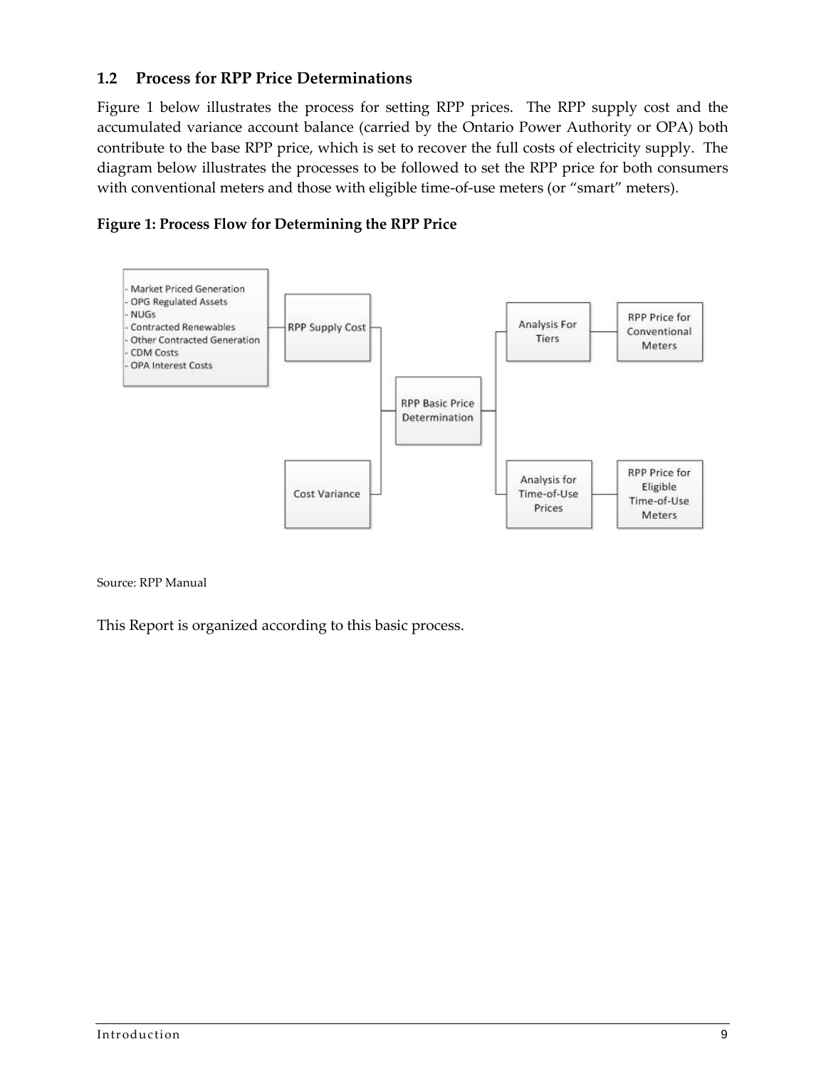## 1.2 Process for RPP Price Determinations

Figure 1 below illustrates the process for setting RPP prices. The RPP supply cost and the accumulated variance account balance (carried by the Ontario Power Authority or OPA) both contribute to the base RPP price, which is set to recover the full costs of electricity supply. The diagram below illustrates the processes to be followed to set the RPP price for both consumers with conventional meters and those with eligible time-of-use meters (or "smart" meters).

**Figure 1: Process Flow for Determining the RPP Price**

- Market Priced Generation
- OPG Regulated Assets
- NUGs
- Contracted Renewables
- Other Contracted Generation
- CDM Costs
- OPA Interest Costs

RPP Supply Cost

Cost Variance

RPP Basic Price Determination

Analysis For Tiers

RPP Price for Conventional Meters

Analysis for Time-of-Use Prices

RPP Price for Eligible Time-of-Use Meters

Source: RPP Manual

This Report is organized according to this basic process.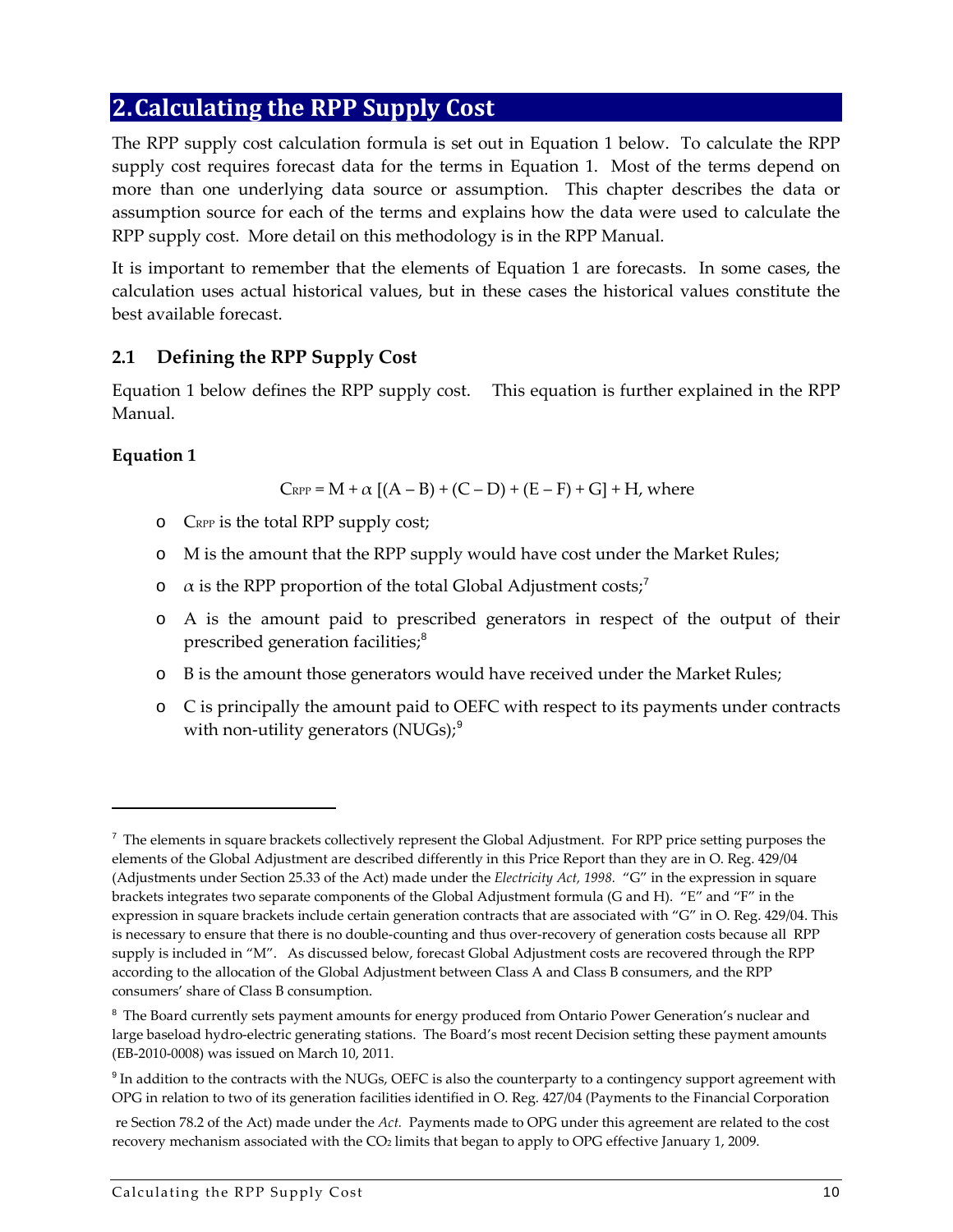## 2. Calculating the RPP Supply Cost

The RPP supply cost calculation formula is set out in Equation 1 below. To calculate the RPP supply cost requires forecast data for the terms in Equation 1. Most of the terms depend on more than one underlying data source or assumption. This chapter describes the data or assumption source for each of the terms and explains how the data were used to calculate the RPP supply cost. More detail on this methodology is in the RPP Manual.

It is important to remember that the elements of Equation 1 are forecasts. In some cases, the calculation uses actual historical values, but in these cases the historical values constitute the best available forecast.

### 2.1 Defining the RPP Supply Cost

Equation 1 below defines the RPP supply cost. This equation is further explained in the RPP Manual.

**Equation 1**

$$C_{RPP} = M + \alpha\,[(A - B) + (C - D) + (E - F) + G] + H, \text{ where}$$

- $C_{RPP}$ is the total RPP supply cost;
- M is the amount that the RPP supply would have cost under the Market Rules;
- $\alpha$ is the RPP proportion of the total Global Adjustment costs;[7]
- A is the amount paid to prescribed generators in respect of the output of their prescribed generation facilities;[8]
- B is the amount those generators would have received under the Market Rules;
- C is principally the amount paid to OEFC with respect to its payments under contracts with non-utility generators (NUGs);[9]

---

[7] The elements in square brackets collectively represent the Global Adjustment. For RPP price setting purposes the elements of the Global Adjustment are described differently in this Price Report than they are in O. Reg. 429/04 (Adjustments under Section 25.33 of the Act) made under the *Electricity Act, 1998*. "G" in the expression in square brackets integrates two separate components of the Global Adjustment formula (G and H). "E" and "F" in the expression in square brackets include certain generation contracts that are associated with "G" in O. Reg. 429/04. This is necessary to ensure that there is no double-counting and thus over-recovery of generation costs because all RPP supply is included in "M". As discussed below, forecast Global Adjustment costs are recovered through the RPP according to the allocation of the Global Adjustment between Class A and Class B consumers, and the RPP consumers' share of Class B consumption.

[8] The Board currently sets payment amounts for energy produced from Ontario Power Generation's nuclear and large baseload hydro-electric generating stations. The Board's most recent Decision setting these payment amounts (EB-2010-0008) was issued on March 10, 2011.

[9] In addition to the contracts with the NUGs, OEFC is also the counterparty to a contingency support agreement with OPG in relation to two of its generation facilities identified in O. Reg. 427/04 (Payments to the Financial Corporation re Section 78.2 of the Act) made under the *Act*. Payments made to OPG under this agreement are related to the cost recovery mechanism associated with the $CO_2$ limits that began to apply to OPG effective January 1, 2009.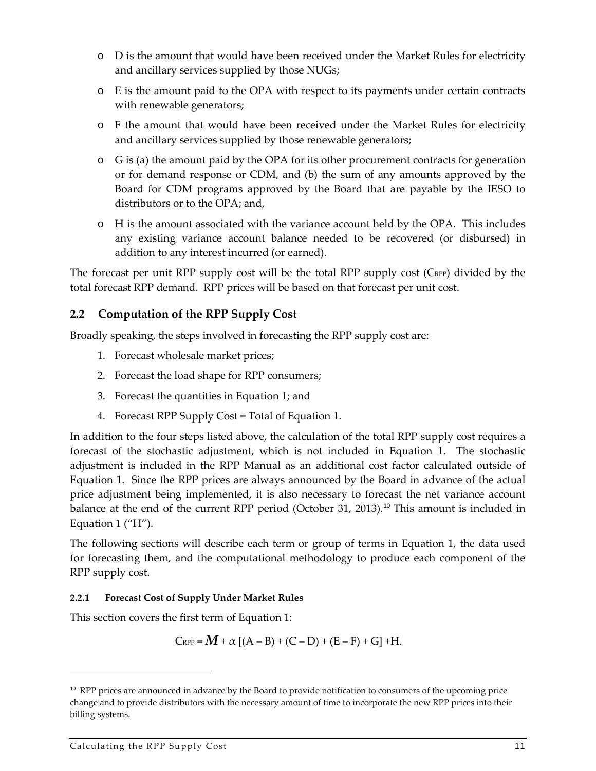- D is the amount that would have been received under the Market Rules for electricity and ancillary services supplied by those NUGs;
- E is the amount paid to the OPA with respect to its payments under certain contracts with renewable generators;
- F the amount that would have been received under the Market Rules for electricity and ancillary services supplied by those renewable generators;
- G is (a) the amount paid by the OPA for its other procurement contracts for generation or for demand response or CDM, and (b) the sum of any amounts approved by the Board for CDM programs approved by the Board that are payable by the IESO to distributors or to the OPA; and,
- H is the amount associated with the variance account held by the OPA. This includes any existing variance account balance needed to be recovered (or disbursed) in addition to any interest incurred (or earned).

The forecast per unit RPP supply cost will be the total RPP supply cost ($C_{RPP}$) divided by the total forecast RPP demand. RPP prices will be based on that forecast per unit cost.

## 2.2 Computation of the RPP Supply Cost

Broadly speaking, the steps involved in forecasting the RPP supply cost are:

1. Forecast wholesale market prices;
2. Forecast the load shape for RPP consumers;
3. Forecast the quantities in Equation 1; and
4. Forecast RPP Supply Cost = Total of Equation 1.

In addition to the four steps listed above, the calculation of the total RPP supply cost requires a forecast of the stochastic adjustment, which is not included in Equation 1. The stochastic adjustment is included in the RPP Manual as an additional cost factor calculated outside of Equation 1. Since the RPP prices are always announced by the Board in advance of the actual price adjustment being implemented, it is also necessary to forecast the net variance account balance at the end of the current RPP period (October 31, 2013).[10] This amount is included in Equation 1 ("H").

The following sections will describe each term or group of terms in Equation 1, the data used for forecasting them, and the computational methodology to produce each component of the RPP supply cost.

### 2.2.1 Forecast Cost of Supply Under Market Rules

This section covers the first term of Equation 1:

$$C_{RPP} = \boldsymbol{M} + \alpha \, [(A - B) + (C - D) + (E - F) + G] + H.$$

---

[10] RPP prices are announced in advance by the Board to provide notification to consumers of the upcoming price change and to provide distributors with the necessary amount of time to incorporate the new RPP prices into their billing systems.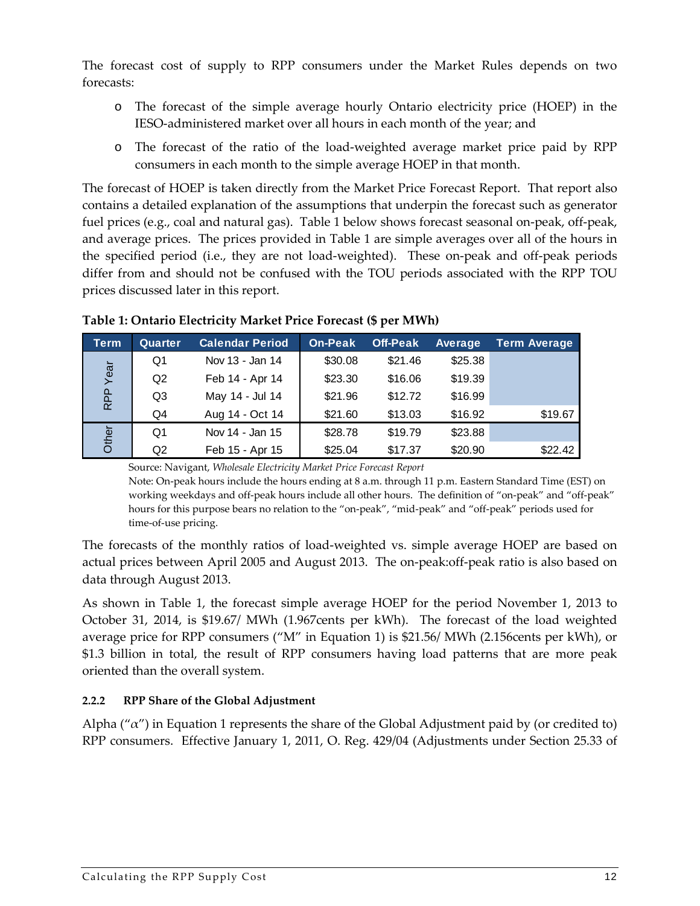The forecast cost of supply to RPP consumers under the Market Rules depends on two forecasts:

- The forecast of the simple average hourly Ontario electricity price (HOEP) in the IESO-administered market over all hours in each month of the year; and
- The forecast of the ratio of the load-weighted average market price paid by RPP consumers in each month to the simple average HOEP in that month.

The forecast of HOEP is taken directly from the Market Price Forecast Report. That report also contains a detailed explanation of the assumptions that underpin the forecast such as generator fuel prices (e.g., coal and natural gas). Table 1 below shows forecast seasonal on-peak, off-peak, and average prices. The prices provided in Table 1 are simple averages over all of the hours in the specified period (i.e., they are not load-weighted). These on-peak and off-peak periods differ from and should not be confused with the TOU periods associated with the RPP TOU prices discussed later in this report.

**Table 1: Ontario Electricity Market Price Forecast ($ per MWh)**

| Term | Quarter | Calendar Period | On-Peak | Off-Peak | Average | Term Average |
|---|---|---|---|---|---|---|
| RPP Year | Q1 | Nov 13 - Jan 14 | $30.08 | $21.46 | $25.38 | |
| | Q2 | Feb 14 - Apr 14 | $23.30 | $16.06 | $19.39 | |
| | Q3 | May 14 - Jul 14 | $21.96 | $12.72 | $16.99 | |
| | Q4 | Aug 14 - Oct 14 | $21.60 | $13.03 | $16.92 | $19.67 |
| Other | Q1 | Nov 14 - Jan 15 | $28.78 | $19.79 | $23.88 | |
| | Q2 | Feb 15 - Apr 15 | $25.04 | $17.37 | $20.90 | $22.42 |

Source: Navigant, *Wholesale Electricity Market Price Forecast Report*

Note: On-peak hours include the hours ending at 8 a.m. through 11 p.m. Eastern Standard Time (EST) on working weekdays and off-peak hours include all other hours. The definition of "on-peak" and "off-peak" hours for this purpose bears no relation to the "on-peak", "mid-peak" and "off-peak" periods used for time-of-use pricing.

The forecasts of the monthly ratios of load-weighted vs. simple average HOEP are based on actual prices between April 2005 and August 2013. The on-peak:off-peak ratio is also based on data through August 2013.

As shown in Table 1, the forecast simple average HOEP for the period November 1, 2013 to October 31, 2014, is $19.67/ MWh (1.967cents per kWh). The forecast of the load weighted average price for RPP consumers ("M" in Equation 1) is $21.56/ MWh (2.156cents per kWh), or $1.3 billion in total, the result of RPP consumers having load patterns that are more peak oriented than the overall system.

### 2.2.2 RPP Share of the Global Adjustment

Alpha ("$\alpha$") in Equation 1 represents the share of the Global Adjustment paid by (or credited to) RPP consumers. Effective January 1, 2011, O. Reg. 429/04 (Adjustments under Section 25.33 of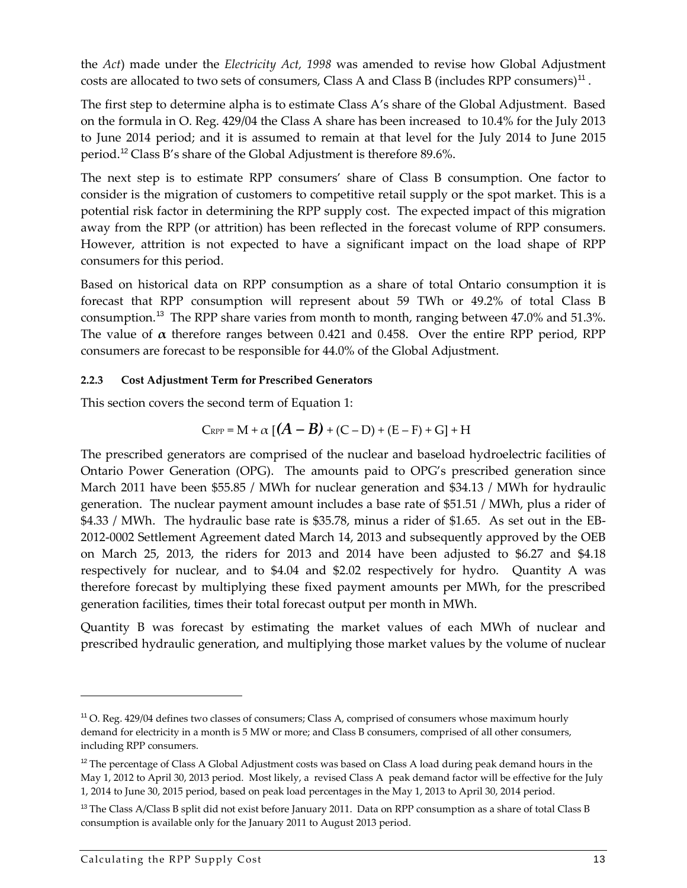the *Act*) made under the *Electricity Act, 1998* was amended to revise how Global Adjustment costs are allocated to two sets of consumers, Class A and Class B (includes RPP consumers)[11] .

The first step to determine alpha is to estimate Class A's share of the Global Adjustment. Based on the formula in O. Reg. 429/04 the Class A share has been increased to 10.4% for the July 2013 to June 2014 period; and it is assumed to remain at that level for the July 2014 to June 2015 period.[12] Class B's share of the Global Adjustment is therefore 89.6%.

The next step is to estimate RPP consumers' share of Class B consumption. One factor to consider is the migration of customers to competitive retail supply or the spot market. This is a potential risk factor in determining the RPP supply cost. The expected impact of this migration away from the RPP (or attrition) has been reflected in the forecast volume of RPP consumers. However, attrition is not expected to have a significant impact on the load shape of RPP consumers for this period.

Based on historical data on RPP consumption as a share of total Ontario consumption it is forecast that RPP consumption will represent about 59 TWh or 49.2% of total Class B consumption.[13] The RPP share varies from month to month, ranging between 47.0% and 51.3%. The value of $\boldsymbol{\alpha}$ therefore ranges between 0.421 and 0.458. Over the entire RPP period, RPP consumers are forecast to be responsible for 44.0% of the Global Adjustment.

#### 2.2.3 Cost Adjustment Term for Prescribed Generators

This section covers the second term of Equation 1:

$$C_{RPP} = M + \alpha \; [\boldsymbol{(A - B)} + (C - D) + (E - F) + G] + H$$

The prescribed generators are comprised of the nuclear and baseload hydroelectric facilities of Ontario Power Generation (OPG). The amounts paid to OPG's prescribed generation since March 2011 have been \$55.85 / MWh for nuclear generation and \$34.13 / MWh for hydraulic generation. The nuclear payment amount includes a base rate of \$51.51 / MWh, plus a rider of \$4.33 / MWh. The hydraulic base rate is \$35.78, minus a rider of \$1.65. As set out in the EB-2012-0002 Settlement Agreement dated March 14, 2013 and subsequently approved by the OEB on March 25, 2013, the riders for 2013 and 2014 have been adjusted to \$6.27 and \$4.18 respectively for nuclear, and to \$4.04 and \$2.02 respectively for hydro. Quantity A was therefore forecast by multiplying these fixed payment amounts per MWh, for the prescribed generation facilities, times their total forecast output per month in MWh.

Quantity B was forecast by estimating the market values of each MWh of nuclear and prescribed hydraulic generation, and multiplying those market values by the volume of nuclear

---

[11] O. Reg. 429/04 defines two classes of consumers; Class A, comprised of consumers whose maximum hourly demand for electricity in a month is 5 MW or more; and Class B consumers, comprised of all other consumers, including RPP consumers.

[12] The percentage of Class A Global Adjustment costs was based on Class A load during peak demand hours in the May 1, 2012 to April 30, 2013 period. Most likely, a revised Class A peak demand factor will be effective for the July 1, 2014 to June 30, 2015 period, based on peak load percentages in the May 1, 2013 to April 30, 2014 period.

[13] The Class A/Class B split did not exist before January 2011. Data on RPP consumption as a share of total Class B consumption is available only for the January 2011 to August 2013 period.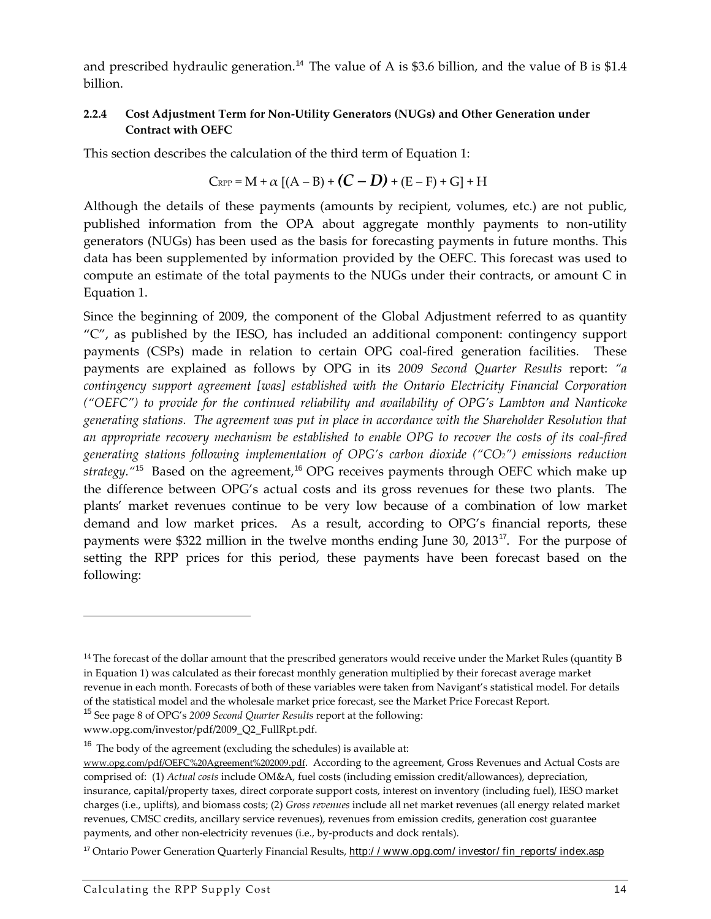and prescribed hydraulic generation.[14] The value of A is \$3.6 billion, and the value of B is \$1.4 billion.

#### 2.2.4 Cost Adjustment Term for Non-Utility Generators (NUGs) and Other Generation under Contract with OEFC

This section describes the calculation of the third term of Equation 1:

$$C_{RPP} = M + \alpha\ [(A - B) + \boldsymbol{(C - D)} + (E - F) + G] + H$$

Although the details of these payments (amounts by recipient, volumes, etc.) are not public, published information from the OPA about aggregate monthly payments to non-utility generators (NUGs) has been used as the basis for forecasting payments in future months. This data has been supplemented by information provided by the OEFC. This forecast was used to compute an estimate of the total payments to the NUGs under their contracts, or amount C in Equation 1.

Since the beginning of 2009, the component of the Global Adjustment referred to as quantity "C", as published by the IESO, has included an additional component: contingency support payments (CSPs) made in relation to certain OPG coal-fired generation facilities. These payments are explained as follows by OPG in its *2009 Second Quarter Results* report: *"a contingency support agreement [was] established with the Ontario Electricity Financial Corporation ("OEFC") to provide for the continued reliability and availability of OPG's Lambton and Nanticoke generating stations. The agreement was put in place in accordance with the Shareholder Resolution that an appropriate recovery mechanism be established to enable OPG to recover the costs of its coal-fired generating stations following implementation of OPG's carbon dioxide ("$CO_2$") emissions reduction strategy."*[15] Based on the agreement,[16] OPG receives payments through OEFC which make up the difference between OPG's actual costs and its gross revenues for these two plants. The plants' market revenues continue to be very low because of a combination of low market demand and low market prices. As a result, according to OPG's financial reports, these payments were \$322 million in the twelve months ending June 30, 2013[17]. For the purpose of setting the RPP prices for this period, these payments have been forecast based on the following:

---

[14] The forecast of the dollar amount that the prescribed generators would receive under the Market Rules (quantity B in Equation 1) was calculated as their forecast monthly generation multiplied by their forecast average market revenue in each month. Forecasts of both of these variables were taken from Navigant's statistical model. For details of the statistical model and the wholesale market price forecast, see the Market Price Forecast Report.

[15] See page 8 of OPG's *2009 Second Quarter Results* report at the following: www.opg.com/investor/pdf/2009_Q2_FullRpt.pdf.

[16] The body of the agreement (excluding the schedules) is available at: www.opg.com/pdf/OEFC%20Agreement%202009.pdf. According to the agreement, Gross Revenues and Actual Costs are comprised of: (1) *Actual costs* include OM&A, fuel costs (including emission credit/allowances), depreciation, insurance, capital/property taxes, direct corporate support costs, interest on inventory (including fuel), IESO market charges (i.e., uplifts), and biomass costs; (2) *Gross revenues* include all net market revenues (all energy related market revenues, CMSC credits, ancillary service revenues), revenues from emission credits, generation cost guarantee payments, and other non-electricity revenues (i.e., by-products and dock rentals).

[17] Ontario Power Generation Quarterly Financial Results, http://www.opg.com/investor/fin_reports/index.asp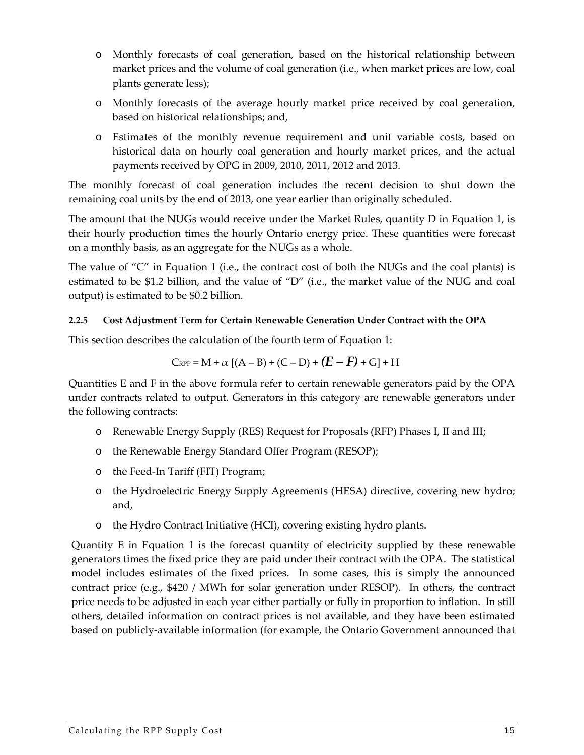- Monthly forecasts of coal generation, based on the historical relationship between market prices and the volume of coal generation (i.e., when market prices are low, coal plants generate less);
- Monthly forecasts of the average hourly market price received by coal generation, based on historical relationships; and,
- Estimates of the monthly revenue requirement and unit variable costs, based on historical data on hourly coal generation and hourly market prices, and the actual payments received by OPG in 2009, 2010, 2011, 2012 and 2013.

The monthly forecast of coal generation includes the recent decision to shut down the remaining coal units by the end of 2013, one year earlier than originally scheduled.

The amount that the NUGs would receive under the Market Rules, quantity D in Equation 1, is their hourly production times the hourly Ontario energy price. These quantities were forecast on a monthly basis, as an aggregate for the NUGs as a whole.

The value of "C" in Equation 1 (i.e., the contract cost of both the NUGs and the coal plants) is estimated to be $1.2 billion, and the value of "D" (i.e., the market value of the NUG and coal output) is estimated to be $0.2 billion.

#### 2.2.5 Cost Adjustment Term for Certain Renewable Generation Under Contract with the OPA

This section describes the calculation of the fourth term of Equation 1:

$$C_{RPP} = M + \alpha\ [(A - B) + (C - D) + \boldsymbol{(E - F)} + G] + H$$

Quantities E and F in the above formula refer to certain renewable generators paid by the OPA under contracts related to output. Generators in this category are renewable generators under the following contracts:

- Renewable Energy Supply (RES) Request for Proposals (RFP) Phases I, II and III;
- the Renewable Energy Standard Offer Program (RESOP);
- the Feed-In Tariff (FIT) Program;
- the Hydroelectric Energy Supply Agreements (HESA) directive, covering new hydro; and,
- the Hydro Contract Initiative (HCI), covering existing hydro plants.

Quantity E in Equation 1 is the forecast quantity of electricity supplied by these renewable generators times the fixed price they are paid under their contract with the OPA. The statistical model includes estimates of the fixed prices. In some cases, this is simply the announced contract price (e.g., $420 / MWh for solar generation under RESOP). In others, the contract price needs to be adjusted in each year either partially or fully in proportion to inflation. In still others, detailed information on contract prices is not available, and they have been estimated based on publicly-available information (for example, the Ontario Government announced that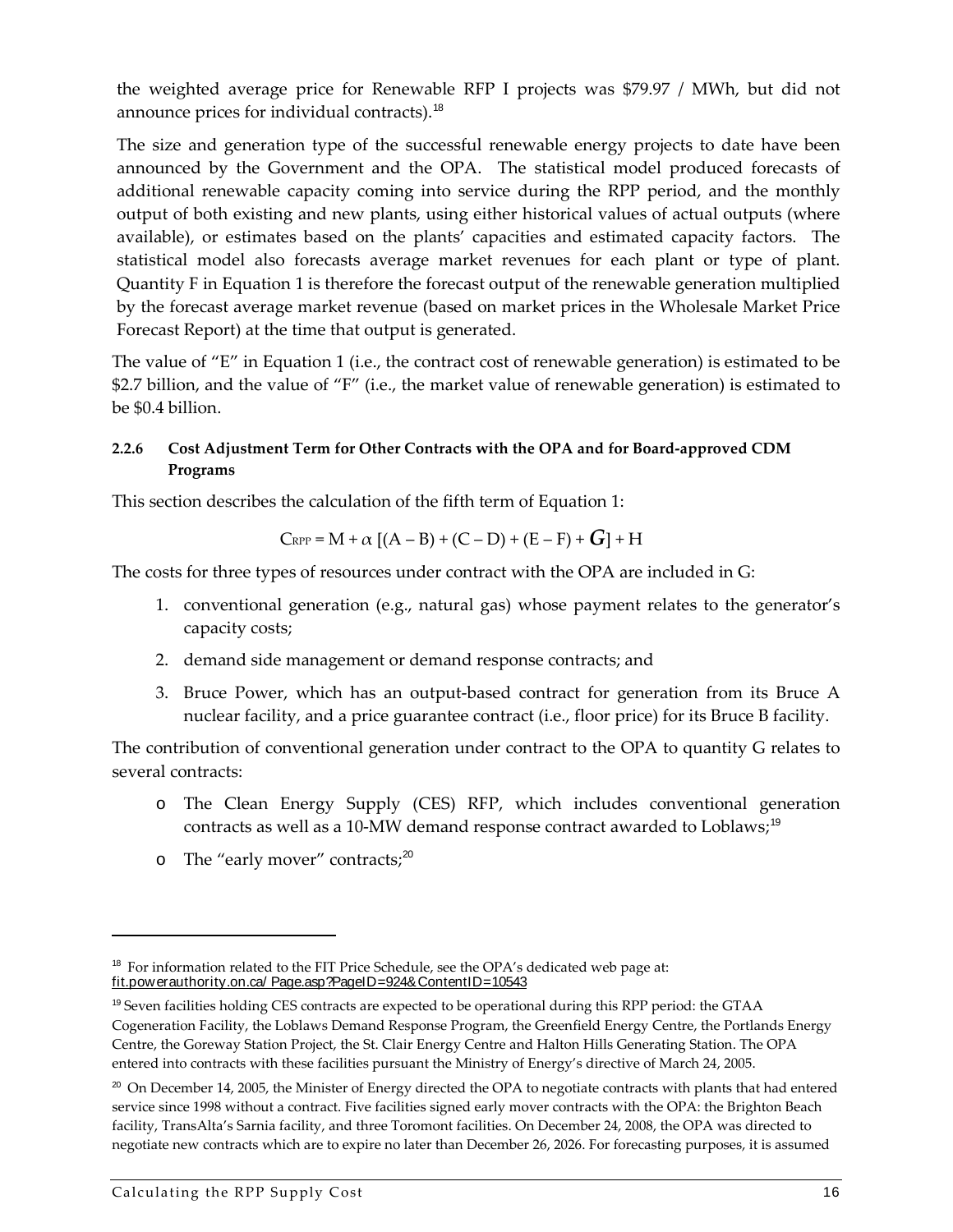the weighted average price for Renewable RFP I projects was \$79.97 / MWh, but did not announce prices for individual contracts).[18]

The size and generation type of the successful renewable energy projects to date have been announced by the Government and the OPA. The statistical model produced forecasts of additional renewable capacity coming into service during the RPP period, and the monthly output of both existing and new plants, using either historical values of actual outputs (where available), or estimates based on the plants' capacities and estimated capacity factors. The statistical model also forecasts average market revenues for each plant or type of plant. Quantity F in Equation 1 is therefore the forecast output of the renewable generation multiplied by the forecast average market revenue (based on market prices in the Wholesale Market Price Forecast Report) at the time that output is generated.

The value of "E" in Equation 1 (i.e., the contract cost of renewable generation) is estimated to be \$2.7 billion, and the value of "F" (i.e., the market value of renewable generation) is estimated to be \$0.4 billion.

#### 2.2.6 Cost Adjustment Term for Other Contracts with the OPA and for Board-approved CDM Programs

This section describes the calculation of the fifth term of Equation 1:

$$C_{RPP} = M + \alpha\ [(A - B) + (C - D) + (E - F) + \boldsymbol{G}] + H$$

The costs for three types of resources under contract with the OPA are included in G:

1. conventional generation (e.g., natural gas) whose payment relates to the generator's capacity costs;
2. demand side management or demand response contracts; and
3. Bruce Power, which has an output-based contract for generation from its Bruce A nuclear facility, and a price guarantee contract (i.e., floor price) for its Bruce B facility.

The contribution of conventional generation under contract to the OPA to quantity G relates to several contracts:

- The Clean Energy Supply (CES) RFP, which includes conventional generation contracts as well as a 10-MW demand response contract awarded to Loblaws;[19]
- The "early mover" contracts;[20]

---

[18] For information related to the FIT Price Schedule, see the OPA's dedicated web page at: fit.powerauthority.on.ca/ Page.asp?PageID=924&ContentID=10543

[19] Seven facilities holding CES contracts are expected to be operational during this RPP period: the GTAA Cogeneration Facility, the Loblaws Demand Response Program, the Greenfield Energy Centre, the Portlands Energy Centre, the Goreway Station Project, the St. Clair Energy Centre and Halton Hills Generating Station. The OPA entered into contracts with these facilities pursuant the Ministry of Energy's directive of March 24, 2005.

[20] On December 14, 2005, the Minister of Energy directed the OPA to negotiate contracts with plants that had entered service since 1998 without a contract. Five facilities signed early mover contracts with the OPA: the Brighton Beach facility, TransAlta's Sarnia facility, and three Toromont facilities. On December 24, 2008, the OPA was directed to negotiate new contracts which are to expire no later than December 26, 2026. For forecasting purposes, it is assumed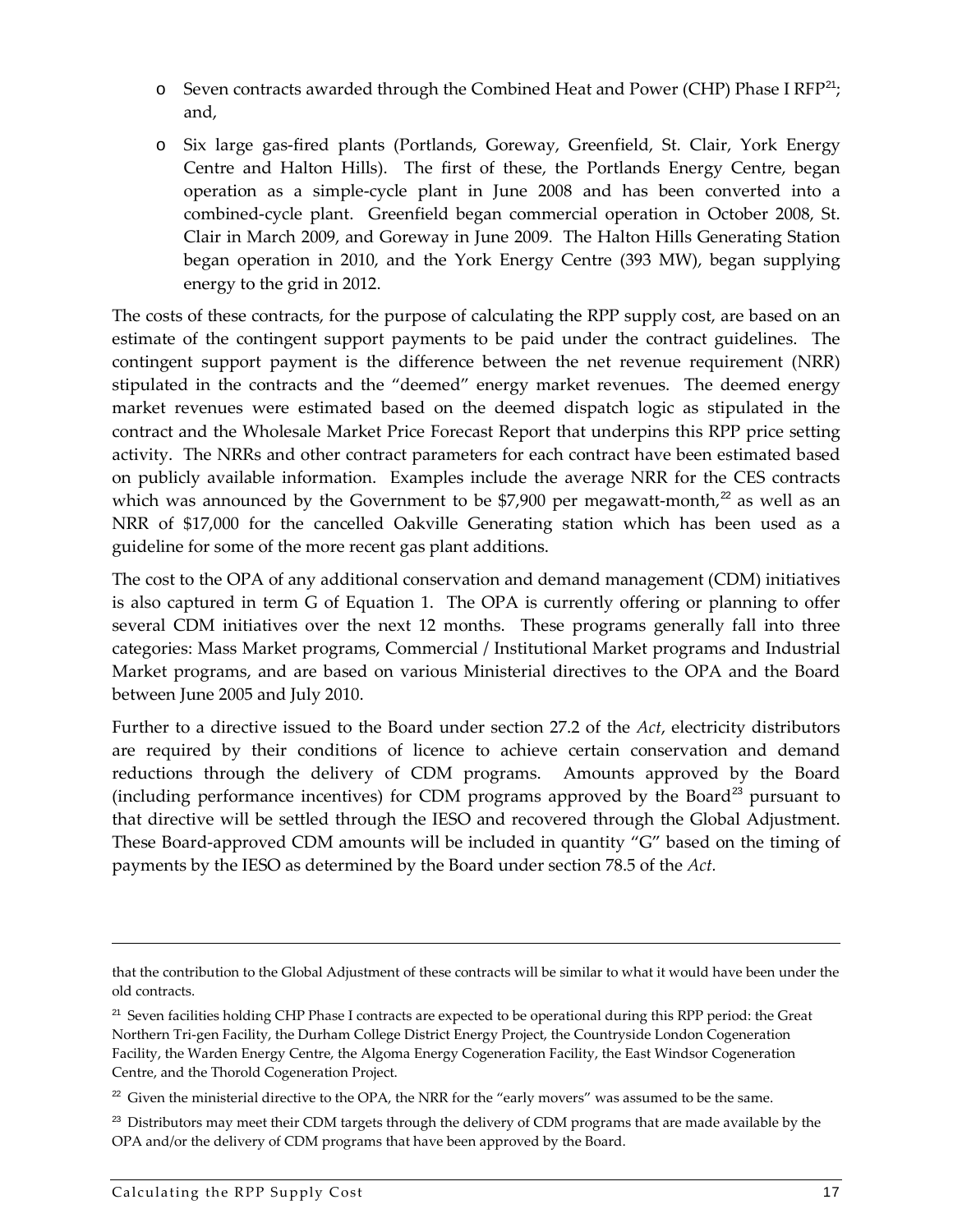- Seven contracts awarded through the Combined Heat and Power (CHP) Phase I RFP[21]; and,
- Six large gas-fired plants (Portlands, Goreway, Greenfield, St. Clair, York Energy Centre and Halton Hills). The first of these, the Portlands Energy Centre, began operation as a simple-cycle plant in June 2008 and has been converted into a combined-cycle plant. Greenfield began commercial operation in October 2008, St. Clair in March 2009, and Goreway in June 2009. The Halton Hills Generating Station began operation in 2010, and the York Energy Centre (393 MW), began supplying energy to the grid in 2012.

The costs of these contracts, for the purpose of calculating the RPP supply cost, are based on an estimate of the contingent support payments to be paid under the contract guidelines. The contingent support payment is the difference between the net revenue requirement (NRR) stipulated in the contracts and the "deemed" energy market revenues. The deemed energy market revenues were estimated based on the deemed dispatch logic as stipulated in the contract and the Wholesale Market Price Forecast Report that underpins this RPP price setting activity. The NRRs and other contract parameters for each contract have been estimated based on publicly available information. Examples include the average NRR for the CES contracts which was announced by the Government to be $7,900 per megawatt-month,[22] as well as an NRR of $17,000 for the cancelled Oakville Generating station which has been used as a guideline for some of the more recent gas plant additions.

The cost to the OPA of any additional conservation and demand management (CDM) initiatives is also captured in term G of Equation 1. The OPA is currently offering or planning to offer several CDM initiatives over the next 12 months. These programs generally fall into three categories: Mass Market programs, Commercial / Institutional Market programs and Industrial Market programs, and are based on various Ministerial directives to the OPA and the Board between June 2005 and July 2010.

Further to a directive issued to the Board under section 27.2 of the *Act*, electricity distributors are required by their conditions of licence to achieve certain conservation and demand reductions through the delivery of CDM programs. Amounts approved by the Board (including performance incentives) for CDM programs approved by the Board[23] pursuant to that directive will be settled through the IESO and recovered through the Global Adjustment. These Board-approved CDM amounts will be included in quantity "G" based on the timing of payments by the IESO as determined by the Board under section 78.5 of the *Act.*

---

that the contribution to the Global Adjustment of these contracts will be similar to what it would have been under the old contracts.

[21] Seven facilities holding CHP Phase I contracts are expected to be operational during this RPP period: the Great Northern Tri-gen Facility, the Durham College District Energy Project, the Countryside London Cogeneration Facility, the Warden Energy Centre, the Algoma Energy Cogeneration Facility, the East Windsor Cogeneration Centre, and the Thorold Cogeneration Project.

[22] Given the ministerial directive to the OPA, the NRR for the "early movers" was assumed to be the same.

[23] Distributors may meet their CDM targets through the delivery of CDM programs that are made available by the OPA and/or the delivery of CDM programs that have been approved by the Board.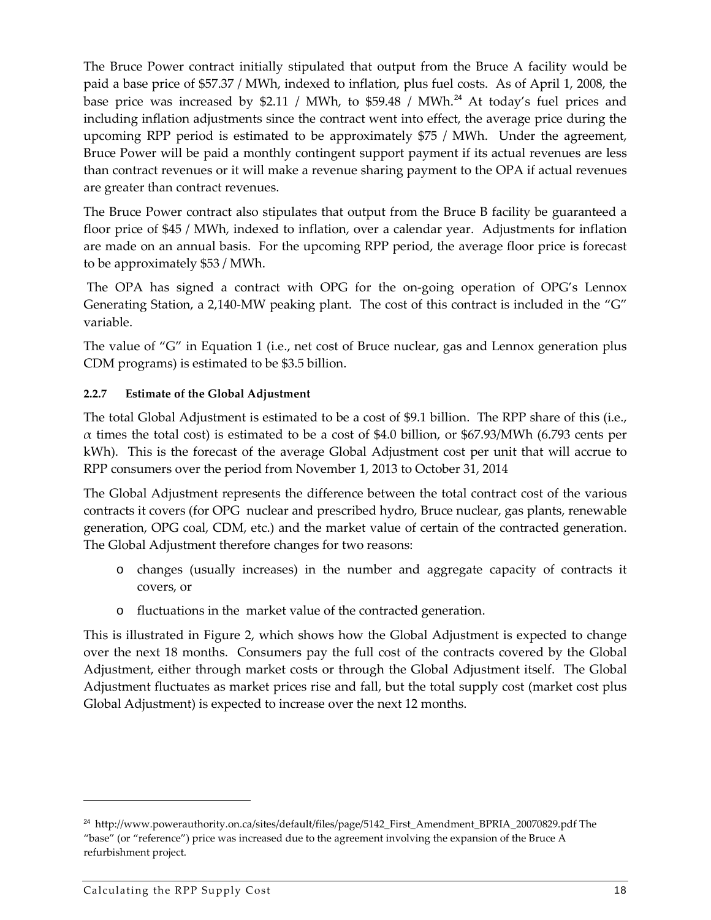The Bruce Power contract initially stipulated that output from the Bruce A facility would be paid a base price of \$57.37 / MWh, indexed to inflation, plus fuel costs. As of April 1, 2008, the base price was increased by \$2.11 / MWh, to \$59.48 / MWh.[24] At today's fuel prices and including inflation adjustments since the contract went into effect, the average price during the upcoming RPP period is estimated to be approximately \$75 / MWh. Under the agreement, Bruce Power will be paid a monthly contingent support payment if its actual revenues are less than contract revenues or it will make a revenue sharing payment to the OPA if actual revenues are greater than contract revenues.

The Bruce Power contract also stipulates that output from the Bruce B facility be guaranteed a floor price of \$45 / MWh, indexed to inflation, over a calendar year. Adjustments for inflation are made on an annual basis. For the upcoming RPP period, the average floor price is forecast to be approximately \$53 / MWh.

The OPA has signed a contract with OPG for the on-going operation of OPG's Lennox Generating Station, a 2,140-MW peaking plant. The cost of this contract is included in the "G" variable.

The value of "G" in Equation 1 (i.e., net cost of Bruce nuclear, gas and Lennox generation plus CDM programs) is estimated to be \$3.5 billion.

#### 2.2.7 Estimate of the Global Adjustment

The total Global Adjustment is estimated to be a cost of \$9.1 billion. The RPP share of this (i.e., $\alpha$ times the total cost) is estimated to be a cost of \$4.0 billion, or \$67.93/MWh (6.793 cents per kWh). This is the forecast of the average Global Adjustment cost per unit that will accrue to RPP consumers over the period from November 1, 2013 to October 31, 2014

The Global Adjustment represents the difference between the total contract cost of the various contracts it covers (for OPG nuclear and prescribed hydro, Bruce nuclear, gas plants, renewable generation, OPG coal, CDM, etc.) and the market value of certain of the contracted generation. The Global Adjustment therefore changes for two reasons:

- changes (usually increases) in the number and aggregate capacity of contracts it covers, or
- fluctuations in the market value of the contracted generation.

This is illustrated in Figure 2, which shows how the Global Adjustment is expected to change over the next 18 months. Consumers pay the full cost of the contracts covered by the Global Adjustment, either through market costs or through the Global Adjustment itself. The Global Adjustment fluctuates as market prices rise and fall, but the total supply cost (market cost plus Global Adjustment) is expected to increase over the next 12 months.

---

[24] http://www.powerauthority.on.ca/sites/default/files/page/5142_First_Amendment_BPRIA_20070829.pdf The "base" (or "reference") price was increased due to the agreement involving the expansion of the Bruce A refurbishment project.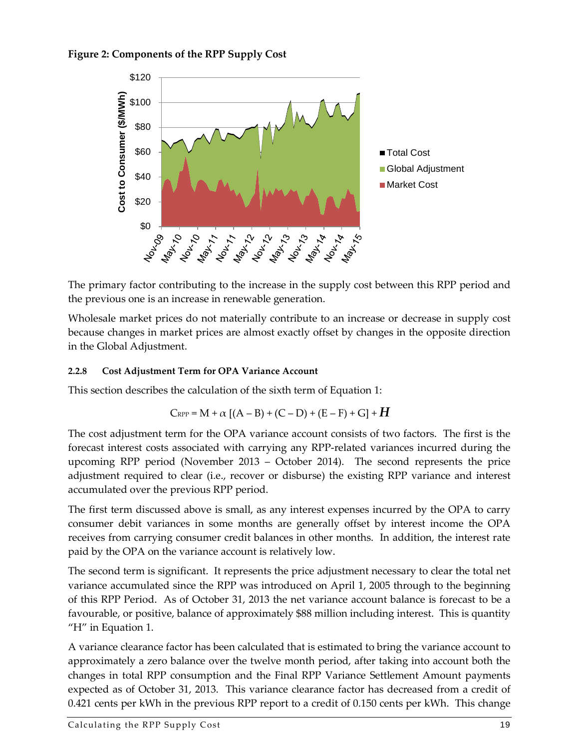**Figure 2: Components of the RPP Supply Cost**

The primary factor contributing to the increase in the supply cost between this RPP period and the previous one is an increase in renewable generation.

Wholesale market prices do not materially contribute to an increase or decrease in supply cost because changes in market prices are almost exactly offset by changes in the opposite direction in the Global Adjustment.

### 2.2.8 Cost Adjustment Term for OPA Variance Account

This section describes the calculation of the sixth term of Equation 1:

$$C_{RPP} = M + \alpha\,[(A - B) + (C - D) + (E - F) + G] + \boldsymbol{H}$$

The cost adjustment term for the OPA variance account consists of two factors. The first is the forecast interest costs associated with carrying any RPP-related variances incurred during the upcoming RPP period (November 2013 – October 2014). The second represents the price adjustment required to clear (i.e., recover or disburse) the existing RPP variance and interest accumulated over the previous RPP period.

The first term discussed above is small, as any interest expenses incurred by the OPA to carry consumer debit variances in some months are generally offset by interest income the OPA receives from carrying consumer credit balances in other months. In addition, the interest rate paid by the OPA on the variance account is relatively low.

The second term is significant. It represents the price adjustment necessary to clear the total net variance accumulated since the RPP was introduced on April 1, 2005 through to the beginning of this RPP Period. As of October 31, 2013 the net variance account balance is forecast to be a favourable, or positive, balance of approximately $88 million including interest. This is quantity "H" in Equation 1.

A variance clearance factor has been calculated that is estimated to bring the variance account to approximately a zero balance over the twelve month period, after taking into account both the changes in total RPP consumption and the Final RPP Variance Settlement Amount payments expected as of October 31, 2013. This variance clearance factor has decreased from a credit of 0.421 cents per kWh in the previous RPP report to a credit of 0.150 cents per kWh. This change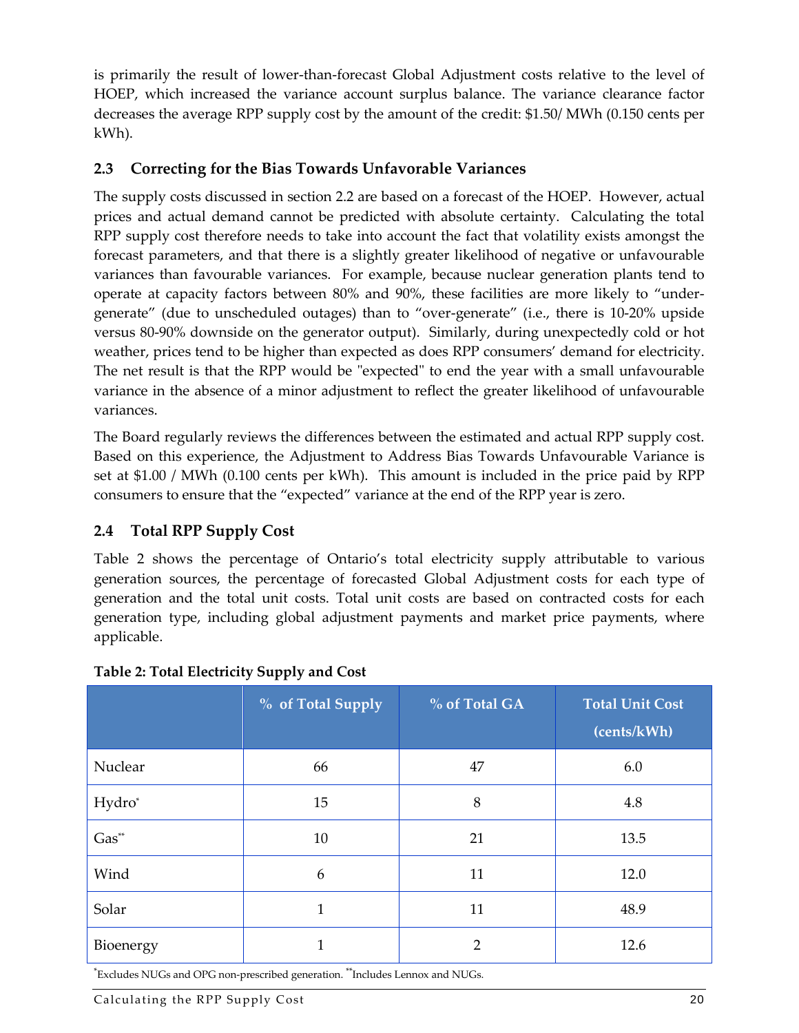is primarily the result of lower-than-forecast Global Adjustment costs relative to the level of HOEP, which increased the variance account surplus balance. The variance clearance factor decreases the average RPP supply cost by the amount of the credit: $1.50/ MWh (0.150 cents per kWh).

## 2.3 Correcting for the Bias Towards Unfavorable Variances

The supply costs discussed in section 2.2 are based on a forecast of the HOEP. However, actual prices and actual demand cannot be predicted with absolute certainty. Calculating the total RPP supply cost therefore needs to take into account the fact that volatility exists amongst the forecast parameters, and that there is a slightly greater likelihood of negative or unfavourable variances than favourable variances. For example, because nuclear generation plants tend to operate at capacity factors between 80% and 90%, these facilities are more likely to "under-generate" (due to unscheduled outages) than to "over-generate" (i.e., there is 10-20% upside versus 80-90% downside on the generator output). Similarly, during unexpectedly cold or hot weather, prices tend to be higher than expected as does RPP consumers' demand for electricity. The net result is that the RPP would be "expected" to end the year with a small unfavourable variance in the absence of a minor adjustment to reflect the greater likelihood of unfavourable variances.

The Board regularly reviews the differences between the estimated and actual RPP supply cost. Based on this experience, the Adjustment to Address Bias Towards Unfavourable Variance is set at $1.00 / MWh (0.100 cents per kWh). This amount is included in the price paid by RPP consumers to ensure that the "expected" variance at the end of the RPP year is zero.

## 2.4 Total RPP Supply Cost

Table 2 shows the percentage of Ontario's total electricity supply attributable to various generation sources, the percentage of forecasted Global Adjustment costs for each type of generation and the total unit costs. Total unit costs are based on contracted costs for each generation type, including global adjustment payments and market price payments, where applicable.

**Table 2: Total Electricity Supply and Cost**

| | % of Total Supply | % of Total GA | Total Unit Cost (cents/kWh) |
|---|---|---|---|
| Nuclear | 66 | 47 | 6.0 |
| Hydro* | 15 | 8 | 4.8 |
| Gas** | 10 | 21 | 13.5 |
| Wind | 6 | 11 | 12.0 |
| Solar | 1 | 11 | 48.9 |
| Bioenergy | 1 | 2 | 12.6 |

*Excludes NUGs and OPG non-prescribed generation. **Includes Lennox and NUGs.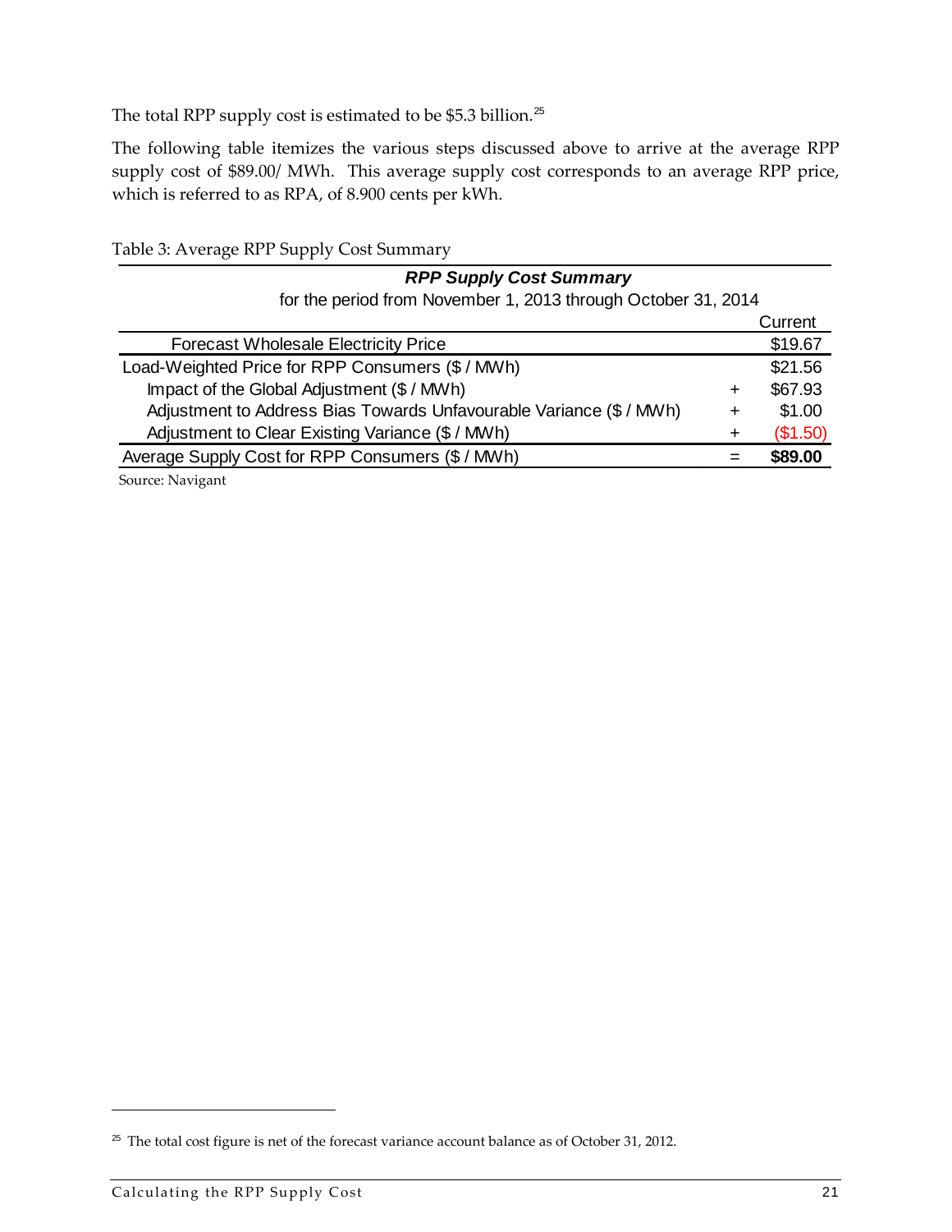The total RPP supply cost is estimated to be $5.3 billion.[25]

The following table itemizes the various steps discussed above to arrive at the average RPP supply cost of $89.00/ MWh. This average supply cost corresponds to an average RPP price, which is referred to as RPA, of 8.900 cents per kWh.

Table 3: Average RPP Supply Cost Summary

| ***RPP Supply Cost Summary*** for the period from November 1, 2013 through October 31, 2014 | | Current |
|---|---|---|
| Forecast Wholesale Electricity Price | | $19.67 |
| Load-Weighted Price for RPP Consumers ($ / MWh) | | $21.56 |
| Impact of the Global Adjustment ($ / MWh) | + | $67.93 |
| Adjustment to Address Bias Towards Unfavourable Variance ($ / MWh) | + | $1.00 |
| Adjustment to Clear Existing Variance ($ / MWh) | + | ($1.50) |
| Average Supply Cost for RPP Consumers ($ / MWh) | = | **$89.00** |

Source: Navigant

[25] The total cost figure is net of the forecast variance account balance as of October 31, 2012.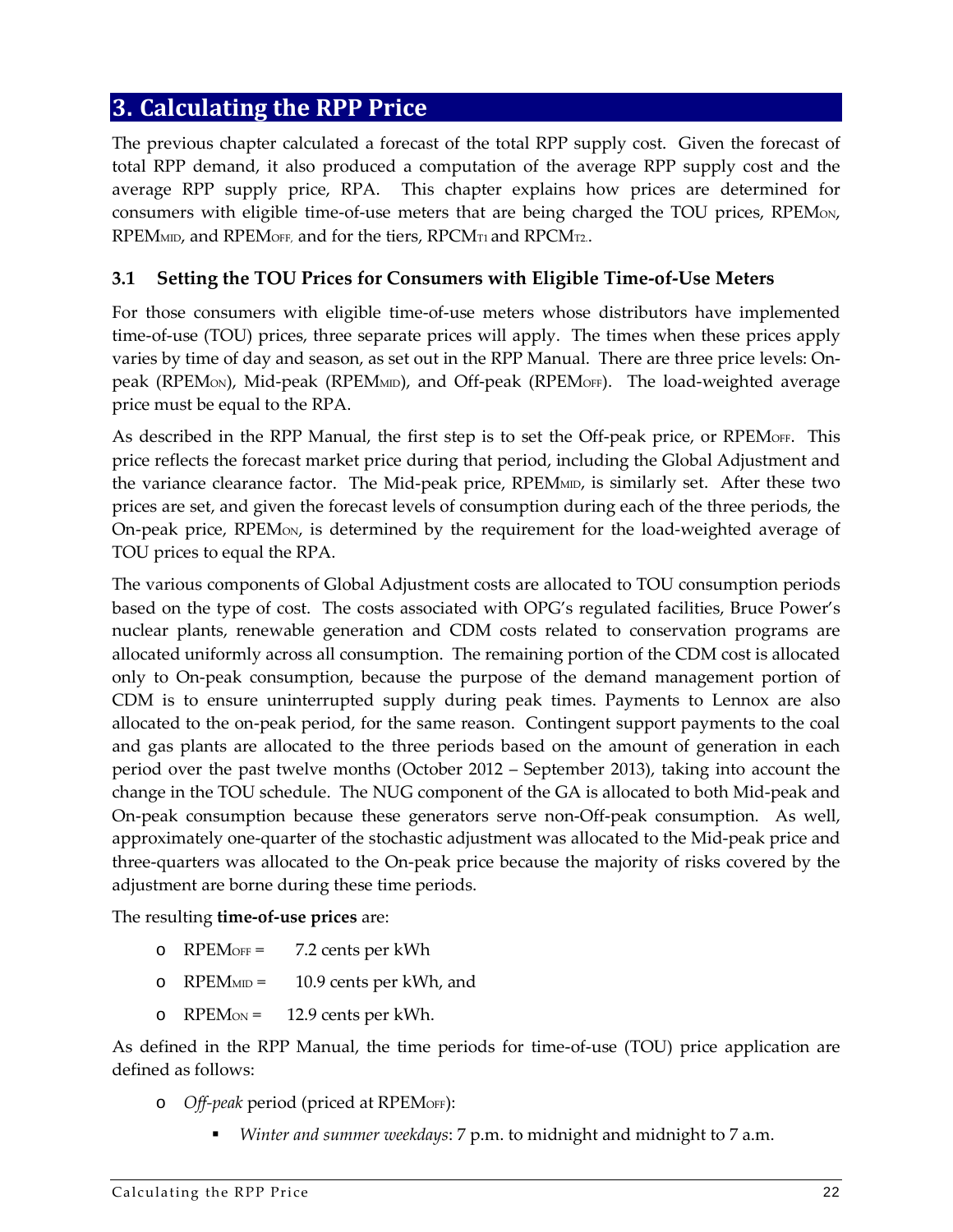# 3. Calculating the RPP Price

The previous chapter calculated a forecast of the total RPP supply cost. Given the forecast of total RPP demand, it also produced a computation of the average RPP supply cost and the average RPP supply price, RPA. This chapter explains how prices are determined for consumers with eligible time-of-use meters that are being charged the TOU prices, $RPEM_{ON}$, $RPEM_{MID}$, and $RPEM_{OFF,}$ and for the tiers, $RPCM_{T1}$ and $RPCM_{T2}$.

### 3.1 Setting the TOU Prices for Consumers with Eligible Time-of-Use Meters

For those consumers with eligible time-of-use meters whose distributors have implemented time-of-use (TOU) prices, three separate prices will apply. The times when these prices apply varies by time of day and season, as set out in the RPP Manual. There are three price levels: On-peak ($RPEM_{ON}$), Mid-peak ($RPEM_{MID}$), and Off-peak ($RPEM_{OFF}$). The load-weighted average price must be equal to the RPA.

As described in the RPP Manual, the first step is to set the Off-peak price, or $RPEM_{OFF}$. This price reflects the forecast market price during that period, including the Global Adjustment and the variance clearance factor. The Mid-peak price, $RPEM_{MID}$, is similarly set. After these two prices are set, and given the forecast levels of consumption during each of the three periods, the On-peak price, $RPEM_{ON}$, is determined by the requirement for the load-weighted average of TOU prices to equal the RPA.

The various components of Global Adjustment costs are allocated to TOU consumption periods based on the type of cost. The costs associated with OPG's regulated facilities, Bruce Power's nuclear plants, renewable generation and CDM costs related to conservation programs are allocated uniformly across all consumption. The remaining portion of the CDM cost is allocated only to On-peak consumption, because the purpose of the demand management portion of CDM is to ensure uninterrupted supply during peak times. Payments to Lennox are also allocated to the on-peak period, for the same reason. Contingent support payments to the coal and gas plants are allocated to the three periods based on the amount of generation in each period over the past twelve months (October 2012 – September 2013), taking into account the change in the TOU schedule. The NUG component of the GA is allocated to both Mid-peak and On-peak consumption because these generators serve non-Off-peak consumption. As well, approximately one-quarter of the stochastic adjustment was allocated to the Mid-peak price and three-quarters was allocated to the On-peak price because the majority of risks covered by the adjustment are borne during these time periods.

The resulting **time-of-use prices** are:

- $RPEM_{OFF}$ = 7.2 cents per kWh
- $RPEM_{MID}$ = 10.9 cents per kWh, and
- $RPEM_{ON}$ = 12.9 cents per kWh.

As defined in the RPP Manual, the time periods for time-of-use (TOU) price application are defined as follows:

- *Off-peak* period (priced at $RPEM_{OFF}$):
  - *Winter and summer weekdays*: 7 p.m. to midnight and midnight to 7 a.m.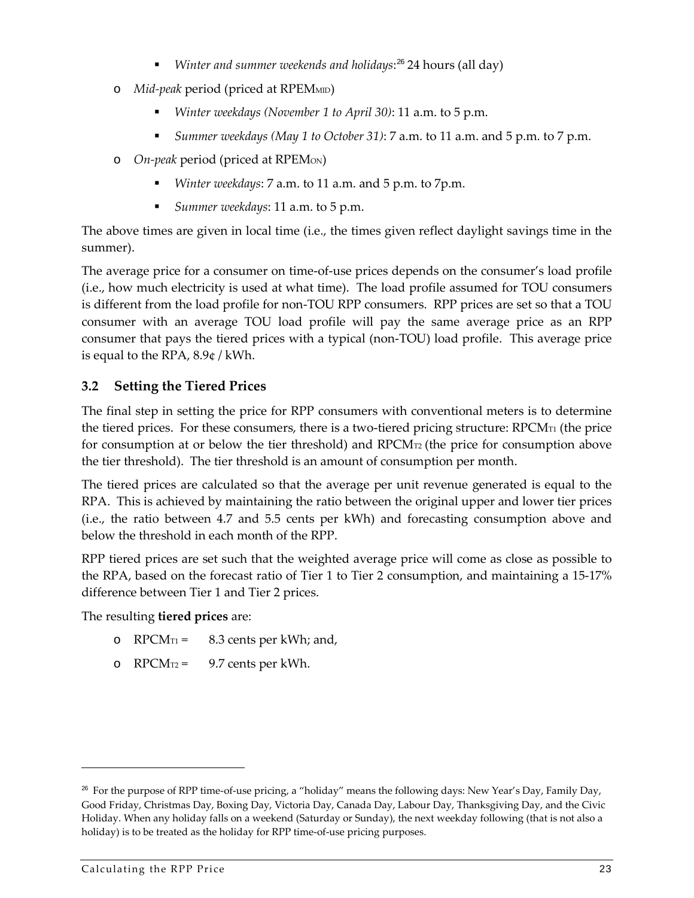- *Winter and summer weekends and holidays*:[26] 24 hours (all day)
- *Mid-peak* period (priced at $RPEM_{MID}$)
  - *Winter weekdays (November 1 to April 30)*: 11 a.m. to 5 p.m.
  - *Summer weekdays (May 1 to October 31)*: 7 a.m. to 11 a.m. and 5 p.m. to 7 p.m.
- *On-peak* period (priced at $RPEM_{ON}$)
  - *Winter weekdays*: 7 a.m. to 11 a.m. and 5 p.m. to 7p.m.
  - *Summer weekdays*: 11 a.m. to 5 p.m.

The above times are given in local time (i.e., the times given reflect daylight savings time in the summer).

The average price for a consumer on time-of-use prices depends on the consumer's load profile (i.e., how much electricity is used at what time). The load profile assumed for TOU consumers is different from the load profile for non-TOU RPP consumers. RPP prices are set so that a TOU consumer with an average TOU load profile will pay the same average price as an RPP consumer that pays the tiered prices with a typical (non-TOU) load profile. This average price is equal to the RPA, 8.9¢ / kWh.

### 3.2 Setting the Tiered Prices

The final step in setting the price for RPP consumers with conventional meters is to determine the tiered prices. For these consumers, there is a two-tiered pricing structure: $RPCM_{T1}$ (the price for consumption at or below the tier threshold) and $RPCM_{T2}$ (the price for consumption above the tier threshold). The tier threshold is an amount of consumption per month.

The tiered prices are calculated so that the average per unit revenue generated is equal to the RPA. This is achieved by maintaining the ratio between the original upper and lower tier prices (i.e., the ratio between 4.7 and 5.5 cents per kWh) and forecasting consumption above and below the threshold in each month of the RPP.

RPP tiered prices are set such that the weighted average price will come as close as possible to the RPA, based on the forecast ratio of Tier 1 to Tier 2 consumption, and maintaining a 15-17% difference between Tier 1 and Tier 2 prices.

The resulting **tiered prices** are:

- $RPCM_{T1}$ = 8.3 cents per kWh; and,
- $RPCM_{T2}$ = 9.7 cents per kWh.

---

[26] For the purpose of RPP time-of-use pricing, a "holiday" means the following days: New Year's Day, Family Day, Good Friday, Christmas Day, Boxing Day, Victoria Day, Canada Day, Labour Day, Thanksgiving Day, and the Civic Holiday. When any holiday falls on a weekend (Saturday or Sunday), the next weekday following (that is not also a holiday) is to be treated as the holiday for RPP time-of-use pricing purposes.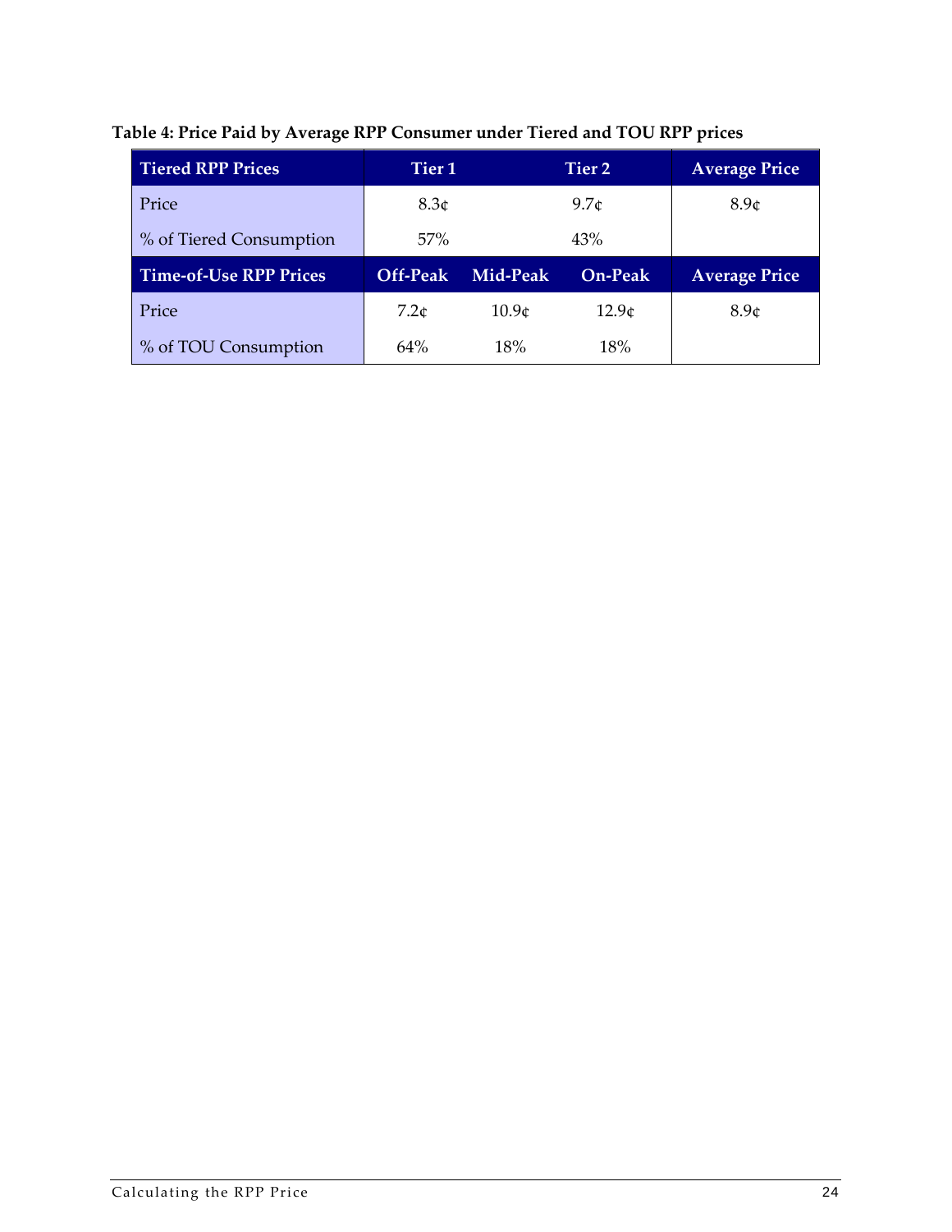**Table 4: Price Paid by Average RPP Consumer under Tiered and TOU RPP prices**

| Tiered RPP Prices | Tier 1 | | Tier 2 | Average Price |
|---|---|---|---|---|
| Price | 8.3¢ | | 9.7¢ | 8.9¢ |
| % of Tiered Consumption | 57% | | 43% | |
| **Time-of-Use RPP Prices** | **Off-Peak** | **Mid-Peak** | **On-Peak** | **Average Price** |
| Price | 7.2¢ | 10.9¢ | 12.9¢ | 8.9¢ |
| % of TOU Consumption | 64% | 18% | 18% | |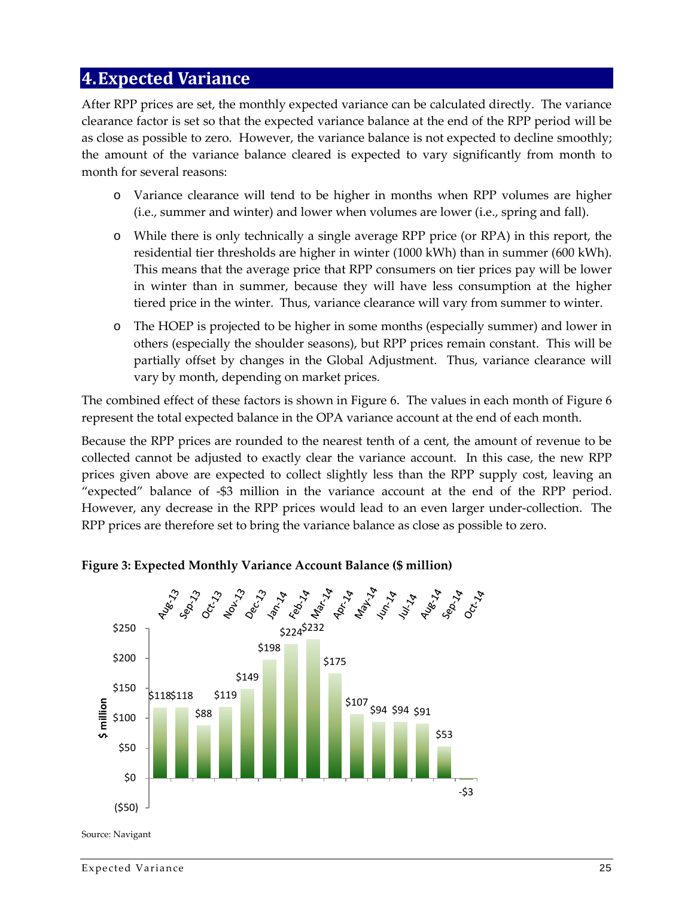# 4. Expected Variance

After RPP prices are set, the monthly expected variance can be calculated directly. The variance clearance factor is set so that the expected variance balance at the end of the RPP period will be as close as possible to zero. However, the variance balance is not expected to decline smoothly; the amount of the variance balance cleared is expected to vary significantly from month to month for several reasons:

- Variance clearance will tend to be higher in months when RPP volumes are higher (i.e., summer and winter) and lower when volumes are lower (i.e., spring and fall).
- While there is only technically a single average RPP price (or RPA) in this report, the residential tier thresholds are higher in winter (1000 kWh) than in summer (600 kWh). This means that the average price that RPP consumers on tier prices pay will be lower in winter than in summer, because they will have less consumption at the higher tiered price in the winter. Thus, variance clearance will vary from summer to winter.
- The HOEP is projected to be higher in some months (especially summer) and lower in others (especially the shoulder seasons), but RPP prices remain constant. This will be partially offset by changes in the Global Adjustment. Thus, variance clearance will vary by month, depending on market prices.

The combined effect of these factors is shown in Figure 6. The values in each month of Figure 6 represent the total expected balance in the OPA variance account at the end of each month.

Because the RPP prices are rounded to the nearest tenth of a cent, the amount of revenue to be collected cannot be adjusted to exactly clear the variance account. In this case, the new RPP prices given above are expected to collect slightly less than the RPP supply cost, leaving an "expected" balance of -$3 million in the variance account at the end of the RPP period. However, any decrease in the RPP prices would lead to an even larger under-collection. The RPP prices are therefore set to bring the variance balance as close as possible to zero.

**Figure 3: Expected Monthly Variance Account Balance ($ million)**

$ million

$250
$200
$150
$100
$50
$0
($50)

Aug-13 Sep-13 Oct-13 Nov-13 Dec-13 Jan-14 Feb-14 Mar-14 Apr-14 May-14 Jun-14 Jul-14 Aug-14 Sep-14 Oct-14

$118 $118 $88 $119 $149 $198 $224 $232 $175 $107 $94 $94 $91 $53 -$3

Source: Navigant